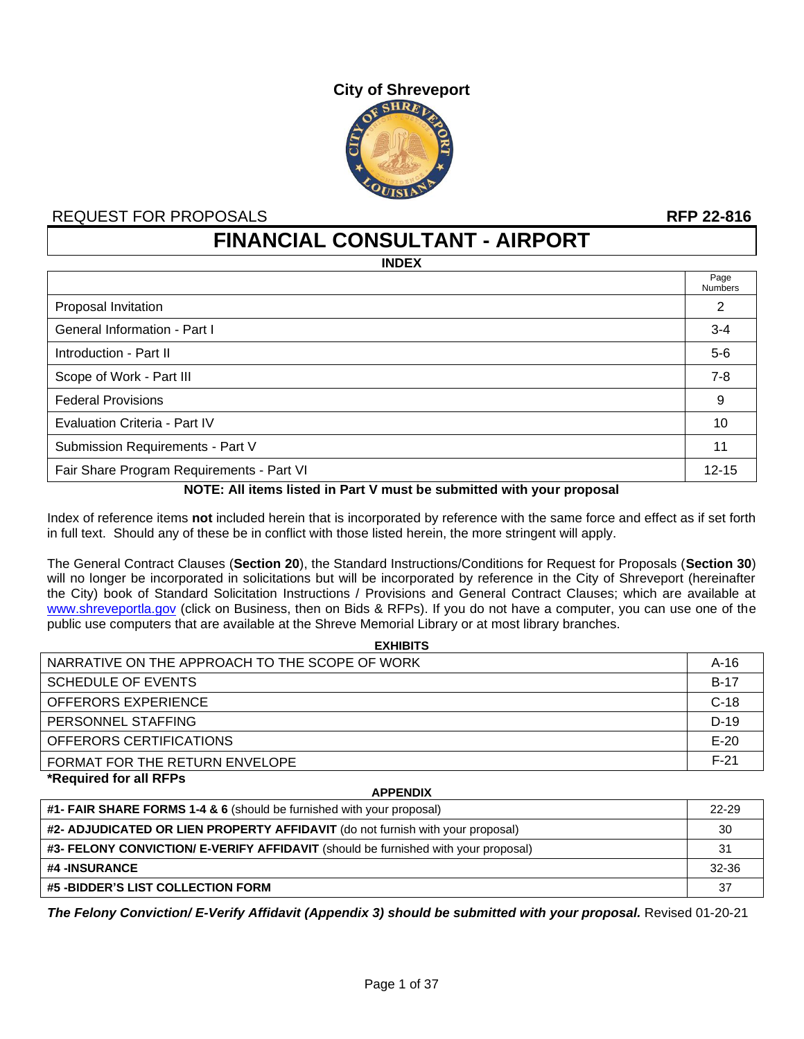# City of Shreveport

REQUEST FOR PROPOSALS **RFP 22-816**

# FINANCIAL CONSULTANT - AIRPORT

**INDEX**

| | Page Numbers |
|---|---|
| Proposal Invitation | 2 |
| General Information - Part I | 3-4 |
| Introduction - Part II | 5-6 |
| Scope of Work - Part III | 7-8 |
| Federal Provisions | 9 |
| Evaluation Criteria - Part IV | 10 |
| Submission Requirements - Part V | 11 |
| Fair Share Program Requirements - Part VI | 12-15 |

**NOTE: All items listed in Part V must be submitted with your proposal**

Index of reference items **not** included herein that is incorporated by reference with the same force and effect as if set forth in full text. Should any of these be in conflict with those listed herein, the more stringent will apply.

The General Contract Clauses (**Section 20**), the Standard Instructions/Conditions for Request for Proposals (**Section 30**) will no longer be incorporated in solicitations but will be incorporated by reference in the City of Shreveport (hereinafter the City) book of Standard Solicitation Instructions / Provisions and General Contract Clauses; which are available at www.shreveportla.gov (click on Business, then on Bids & RFPs). If you do not have a computer, you can use one of the public use computers that are available at the Shreve Memorial Library or at most library branches.

**EXHIBITS**

| | |
|---|---|
| NARRATIVE ON THE APPROACH TO THE SCOPE OF WORK | A-16 |
| SCHEDULE OF EVENTS | B-17 |
| OFFERORS EXPERIENCE | C-18 |
| PERSONNEL STAFFING | D-19 |
| OFFERORS CERTIFICATIONS | E-20 |
| FORMAT FOR THE RETURN ENVELOPE | F-21 |

**\*Required for all RFPs**

**APPENDIX**

| | |
|---|---|
| **#1- FAIR SHARE FORMS 1-4 & 6** (should be furnished with your proposal) | 22-29 |
| **#2- ADJUDICATED OR LIEN PROPERTY AFFIDAVIT** (do not furnish with your proposal) | 30 |
| **#3- FELONY CONVICTION/ E-VERIFY AFFIDAVIT** (should be furnished with your proposal) | 31 |
| **#4 -INSURANCE** | 32-36 |
| **#5 -BIDDER'S LIST COLLECTION FORM** | 37 |

***The Felony Conviction/ E-Verify Affidavit (Appendix 3) should be submitted with your proposal.*** Revised 01-20-21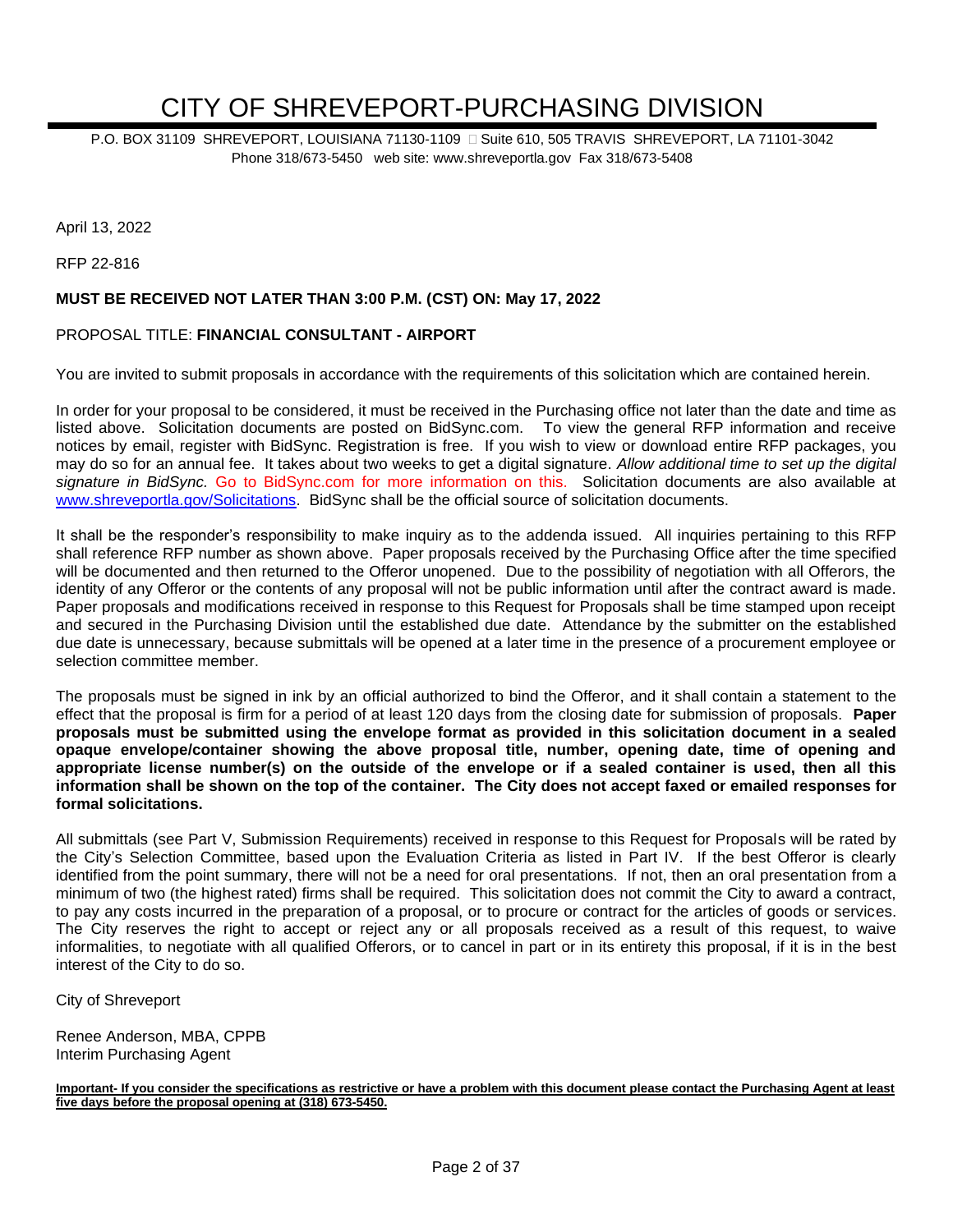# CITY OF SHREVEPORT-PURCHASING DIVISION

P.O. BOX 31109 SHREVEPORT, LOUISIANA 71130-1109 □ Suite 610, 505 TRAVIS SHREVEPORT, LA 71101-3042
Phone 318/673-5450 web site: www.shreveportla.gov Fax 318/673-5408

April 13, 2022

RFP 22-816

**MUST BE RECEIVED NOT LATER THAN 3:00 P.M. (CST) ON: May 17, 2022**

PROPOSAL TITLE: **FINANCIAL CONSULTANT - AIRPORT**

You are invited to submit proposals in accordance with the requirements of this solicitation which are contained herein.

In order for your proposal to be considered, it must be received in the Purchasing office not later than the date and time as listed above. Solicitation documents are posted on BidSync.com. To view the general RFP information and receive notices by email, register with BidSync. Registration is free. If you wish to view or download entire RFP packages, you may do so for an annual fee. It takes about two weeks to get a digital signature. *Allow additional time to set up the digital signature in BidSync.* Go to BidSync.com for more information on this. Solicitation documents are also available at [www.shreveportla.gov/Solicitations](www.shreveportla.gov/Solicitations). BidSync shall be the official source of solicitation documents.

It shall be the responder's responsibility to make inquiry as to the addenda issued. All inquiries pertaining to this RFP shall reference RFP number as shown above. Paper proposals received by the Purchasing Office after the time specified will be documented and then returned to the Offeror unopened. Due to the possibility of negotiation with all Offerors, the identity of any Offeror or the contents of any proposal will not be public information until after the contract award is made. Paper proposals and modifications received in response to this Request for Proposals shall be time stamped upon receipt and secured in the Purchasing Division until the established due date. Attendance by the submitter on the established due date is unnecessary, because submittals will be opened at a later time in the presence of a procurement employee or selection committee member.

The proposals must be signed in ink by an official authorized to bind the Offeror, and it shall contain a statement to the effect that the proposal is firm for a period of at least 120 days from the closing date for submission of proposals. **Paper proposals must be submitted using the envelope format as provided in this solicitation document in a sealed opaque envelope/container showing the above proposal title, number, opening date, time of opening and appropriate license number(s) on the outside of the envelope or if a sealed container is used, then all this information shall be shown on the top of the container. The City does not accept faxed or emailed responses for formal solicitations.**

All submittals (see Part V, Submission Requirements) received in response to this Request for Proposals will be rated by the City's Selection Committee, based upon the Evaluation Criteria as listed in Part IV. If the best Offeror is clearly identified from the point summary, there will not be a need for oral presentations. If not, then an oral presentation from a minimum of two (the highest rated) firms shall be required. This solicitation does not commit the City to award a contract, to pay any costs incurred in the preparation of a proposal, or to procure or contract for the articles of goods or services. The City reserves the right to accept or reject any or all proposals received as a result of this request, to waive informalities, to negotiate with all qualified Offerors, or to cancel in part or in its entirety this proposal, if it is in the best interest of the City to do so.

City of Shreveport

Renee Anderson, MBA, CPPB
Interim Purchasing Agent

**Important- If you consider the specifications as restrictive or have a problem with this document please contact the Purchasing Agent at least five days before the proposal opening at (318) 673-5450.**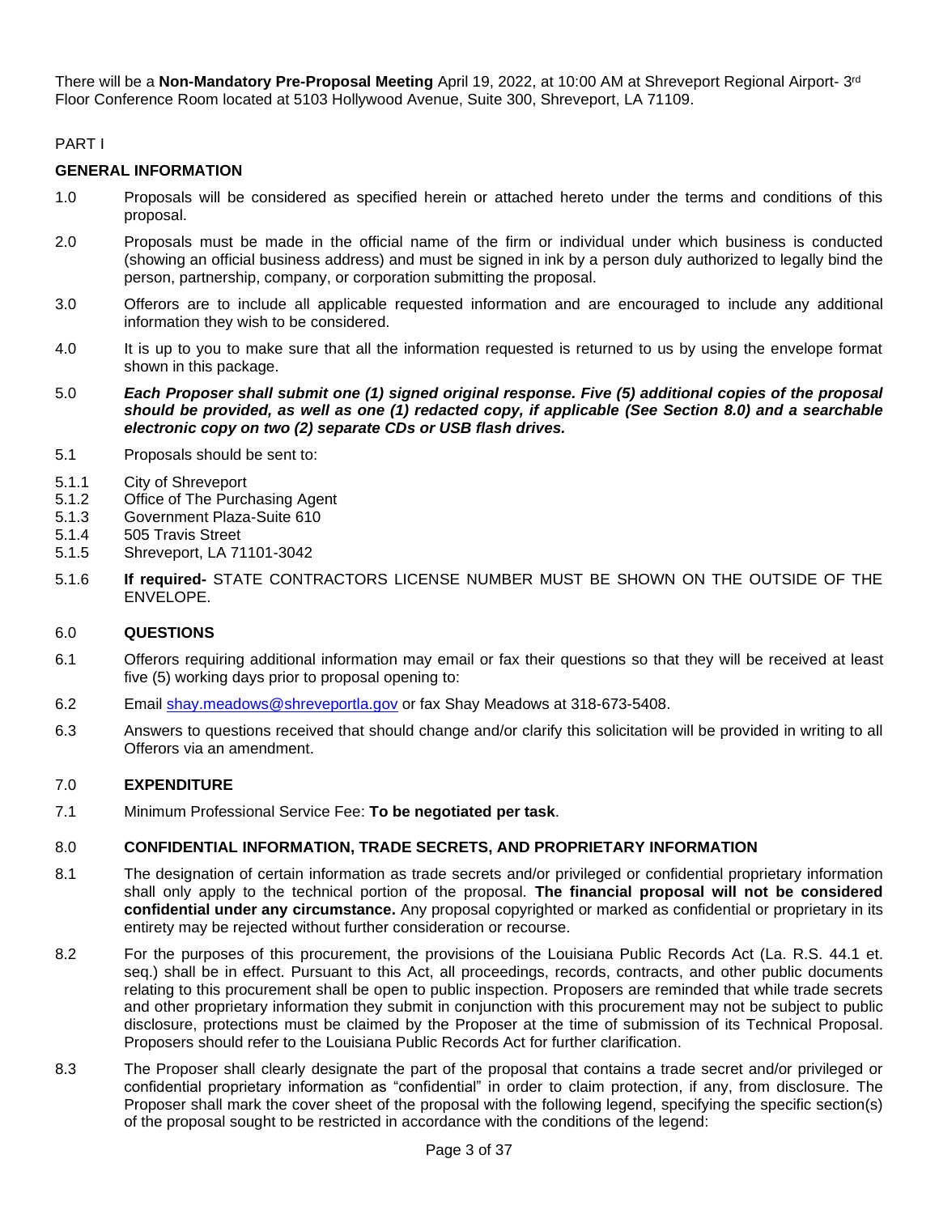There will be a **Non-Mandatory Pre-Proposal Meeting** April 19, 2022, at 10:00 AM at Shreveport Regional Airport- 3rd Floor Conference Room located at 5103 Hollywood Avenue, Suite 300, Shreveport, LA 71109.

PART I

**GENERAL INFORMATION**

1.0 Proposals will be considered as specified herein or attached hereto under the terms and conditions of this proposal.

2.0 Proposals must be made in the official name of the firm or individual under which business is conducted (showing an official business address) and must be signed in ink by a person duly authorized to legally bind the person, partnership, company, or corporation submitting the proposal.

3.0 Offerors are to include all applicable requested information and are encouraged to include any additional information they wish to be considered.

4.0 It is up to you to make sure that all the information requested is returned to us by using the envelope format shown in this package.

5.0 ***Each Proposer shall submit one (1) signed original response. Five (5) additional copies of the proposal should be provided, as well as one (1) redacted copy, if applicable (See Section 8.0) and a searchable electronic copy on two (2) separate CDs or USB flash drives.***

5.1 Proposals should be sent to:

5.1.1 City of Shreveport
5.1.2 Office of The Purchasing Agent
5.1.3 Government Plaza-Suite 610
5.1.4 505 Travis Street
5.1.5 Shreveport, LA 71101-3042

5.1.6 **If required-** STATE CONTRACTORS LICENSE NUMBER MUST BE SHOWN ON THE OUTSIDE OF THE ENVELOPE.

6.0 **QUESTIONS**

6.1 Offerors requiring additional information may email or fax their questions so that they will be received at least five (5) working days prior to proposal opening to:

6.2 Email shay.meadows@shreveportla.gov or fax Shay Meadows at 318-673-5408.

6.3 Answers to questions received that should change and/or clarify this solicitation will be provided in writing to all Offerors via an amendment.

7.0 **EXPENDITURE**

7.1 Minimum Professional Service Fee: **To be negotiated per task**.

8.0 **CONFIDENTIAL INFORMATION, TRADE SECRETS, AND PROPRIETARY INFORMATION**

8.1 The designation of certain information as trade secrets and/or privileged or confidential proprietary information shall only apply to the technical portion of the proposal. **The financial proposal will not be considered confidential under any circumstance.** Any proposal copyrighted or marked as confidential or proprietary in its entirety may be rejected without further consideration or recourse.

8.2 For the purposes of this procurement, the provisions of the Louisiana Public Records Act (La. R.S. 44.1 et. seq.) shall be in effect. Pursuant to this Act, all proceedings, records, contracts, and other public documents relating to this procurement shall be open to public inspection. Proposers are reminded that while trade secrets and other proprietary information they submit in conjunction with this procurement may not be subject to public disclosure, protections must be claimed by the Proposer at the time of submission of its Technical Proposal. Proposers should refer to the Louisiana Public Records Act for further clarification.

8.3 The Proposer shall clearly designate the part of the proposal that contains a trade secret and/or privileged or confidential proprietary information as "confidential" in order to claim protection, if any, from disclosure. The Proposer shall mark the cover sheet of the proposal with the following legend, specifying the specific section(s) of the proposal sought to be restricted in accordance with the conditions of the legend: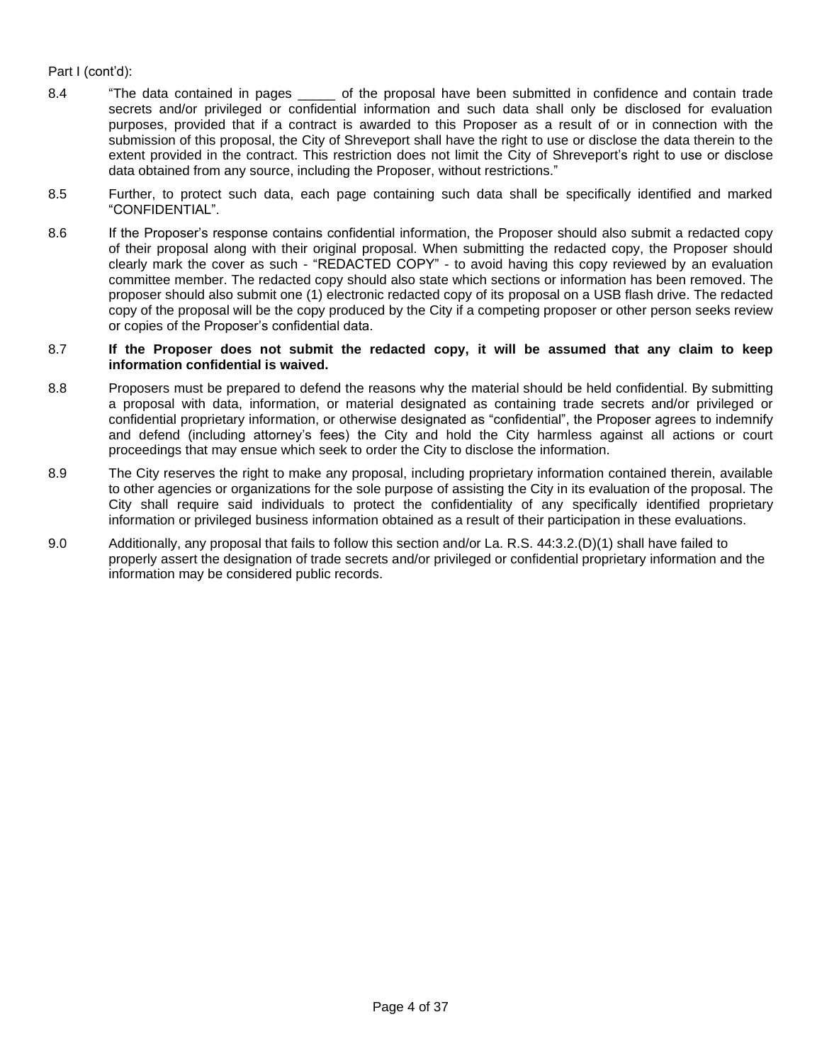Part I (cont'd):

8.4 "The data contained in pages _____ of the proposal have been submitted in confidence and contain trade secrets and/or privileged or confidential information and such data shall only be disclosed for evaluation purposes, provided that if a contract is awarded to this Proposer as a result of or in connection with the submission of this proposal, the City of Shreveport shall have the right to use or disclose the data therein to the extent provided in the contract. This restriction does not limit the City of Shreveport's right to use or disclose data obtained from any source, including the Proposer, without restrictions."

8.5 Further, to protect such data, each page containing such data shall be specifically identified and marked "CONFIDENTIAL".

8.6 If the Proposer's response contains confidential information, the Proposer should also submit a redacted copy of their proposal along with their original proposal. When submitting the redacted copy, the Proposer should clearly mark the cover as such - "REDACTED COPY" - to avoid having this copy reviewed by an evaluation committee member. The redacted copy should also state which sections or information has been removed. The proposer should also submit one (1) electronic redacted copy of its proposal on a USB flash drive. The redacted copy of the proposal will be the copy produced by the City if a competing proposer or other person seeks review or copies of the Proposer's confidential data.

8.7 **If the Proposer does not submit the redacted copy, it will be assumed that any claim to keep information confidential is waived.**

8.8 Proposers must be prepared to defend the reasons why the material should be held confidential. By submitting a proposal with data, information, or material designated as containing trade secrets and/or privileged or confidential proprietary information, or otherwise designated as "confidential", the Proposer agrees to indemnify and defend (including attorney's fees) the City and hold the City harmless against all actions or court proceedings that may ensue which seek to order the City to disclose the information.

8.9 The City reserves the right to make any proposal, including proprietary information contained therein, available to other agencies or organizations for the sole purpose of assisting the City in its evaluation of the proposal. The City shall require said individuals to protect the confidentiality of any specifically identified proprietary information or privileged business information obtained as a result of their participation in these evaluations.

9.0 Additionally, any proposal that fails to follow this section and/or La. R.S. 44:3.2.(D)(1) shall have failed to properly assert the designation of trade secrets and/or privileged or confidential proprietary information and the information may be considered public records.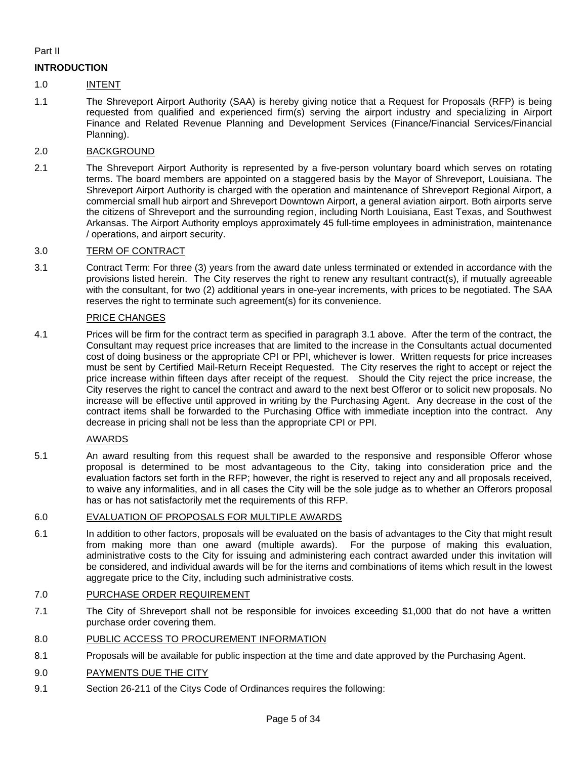Part II

## INTRODUCTION

1.0 INTENT

1.1 The Shreveport Airport Authority (SAA) is hereby giving notice that a Request for Proposals (RFP) is being requested from qualified and experienced firm(s) serving the airport industry and specializing in Airport Finance and Related Revenue Planning and Development Services (Finance/Financial Services/Financial Planning).

2.0 BACKGROUND

2.1 The Shreveport Airport Authority is represented by a five-person voluntary board which serves on rotating terms. The board members are appointed on a staggered basis by the Mayor of Shreveport, Louisiana. The Shreveport Airport Authority is charged with the operation and maintenance of Shreveport Regional Airport, a commercial small hub airport and Shreveport Downtown Airport, a general aviation airport. Both airports serve the citizens of Shreveport and the surrounding region, including North Louisiana, East Texas, and Southwest Arkansas. The Airport Authority employs approximately 45 full-time employees in administration, maintenance / operations, and airport security.

3.0 TERM OF CONTRACT

3.1 Contract Term: For three (3) years from the award date unless terminated or extended in accordance with the provisions listed herein. The City reserves the right to renew any resultant contract(s), if mutually agreeable with the consultant, for two (2) additional years in one-year increments, with prices to be negotiated. The SAA reserves the right to terminate such agreement(s) for its convenience.

PRICE CHANGES

4.1 Prices will be firm for the contract term as specified in paragraph 3.1 above. After the term of the contract, the Consultant may request price increases that are limited to the increase in the Consultants actual documented cost of doing business or the appropriate CPI or PPI, whichever is lower. Written requests for price increases must be sent by Certified Mail-Return Receipt Requested. The City reserves the right to accept or reject the price increase within fifteen days after receipt of the request. Should the City reject the price increase, the City reserves the right to cancel the contract and award to the next best Offeror or to solicit new proposals. No increase will be effective until approved in writing by the Purchasing Agent. Any decrease in the cost of the contract items shall be forwarded to the Purchasing Office with immediate inception into the contract. Any decrease in pricing shall not be less than the appropriate CPI or PPI.

AWARDS

5.1 An award resulting from this request shall be awarded to the responsive and responsible Offeror whose proposal is determined to be most advantageous to the City, taking into consideration price and the evaluation factors set forth in the RFP; however, the right is reserved to reject any and all proposals received, to waive any informalities, and in all cases the City will be the sole judge as to whether an Offerors proposal has or has not satisfactorily met the requirements of this RFP.

6.0 EVALUATION OF PROPOSALS FOR MULTIPLE AWARDS

6.1 In addition to other factors, proposals will be evaluated on the basis of advantages to the City that might result from making more than one award (multiple awards). For the purpose of making this evaluation, administrative costs to the City for issuing and administering each contract awarded under this invitation will be considered, and individual awards will be for the items and combinations of items which result in the lowest aggregate price to the City, including such administrative costs.

7.0 PURCHASE ORDER REQUIREMENT

7.1 The City of Shreveport shall not be responsible for invoices exceeding $1,000 that do not have a written purchase order covering them.

8.0 PUBLIC ACCESS TO PROCUREMENT INFORMATION

8.1 Proposals will be available for public inspection at the time and date approved by the Purchasing Agent.

9.0 PAYMENTS DUE THE CITY

9.1 Section 26-211 of the Citys Code of Ordinances requires the following: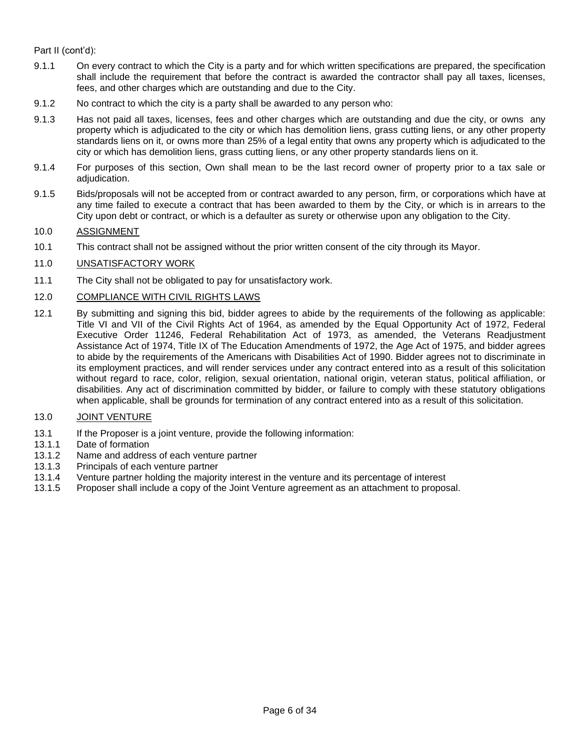Part II (cont'd):

9.1.1 On every contract to which the City is a party and for which written specifications are prepared, the specification shall include the requirement that before the contract is awarded the contractor shall pay all taxes, licenses, fees, and other charges which are outstanding and due to the City.

9.1.2 No contract to which the city is a party shall be awarded to any person who:

9.1.3 Has not paid all taxes, licenses, fees and other charges which are outstanding and due the city, or owns any property which is adjudicated to the city or which has demolition liens, grass cutting liens, or any other property standards liens on it, or owns more than 25% of a legal entity that owns any property which is adjudicated to the city or which has demolition liens, grass cutting liens, or any other property standards liens on it.

9.1.4 For purposes of this section, Own shall mean to be the last record owner of property prior to a tax sale or adjudication.

9.1.5 Bids/proposals will not be accepted from or contract awarded to any person, firm, or corporations which have at any time failed to execute a contract that has been awarded to them by the City, or which is in arrears to the City upon debt or contract, or which is a defaulter as surety or otherwise upon any obligation to the City.

10.0 <u>ASSIGNMENT</u>

10.1 This contract shall not be assigned without the prior written consent of the city through its Mayor.

11.0 <u>UNSATISFACTORY WORK</u>

11.1 The City shall not be obligated to pay for unsatisfactory work.

12.0 <u>COMPLIANCE WITH CIVIL RIGHTS LAWS</u>

12.1 By submitting and signing this bid, bidder agrees to abide by the requirements of the following as applicable: Title VI and VII of the Civil Rights Act of 1964, as amended by the Equal Opportunity Act of 1972, Federal Executive Order 11246, Federal Rehabilitation Act of 1973, as amended, the Veterans Readjustment Assistance Act of 1974, Title IX of The Education Amendments of 1972, the Age Act of 1975, and bidder agrees to abide by the requirements of the Americans with Disabilities Act of 1990. Bidder agrees not to discriminate in its employment practices, and will render services under any contract entered into as a result of this solicitation without regard to race, color, religion, sexual orientation, national origin, veteran status, political affiliation, or disabilities. Any act of discrimination committed by bidder, or failure to comply with these statutory obligations when applicable, shall be grounds for termination of any contract entered into as a result of this solicitation.

13.0 <u>JOINT VENTURE</u>

13.1 If the Proposer is a joint venture, provide the following information:
13.1.1 Date of formation
13.1.2 Name and address of each venture partner
13.1.3 Principals of each venture partner
13.1.4 Venture partner holding the majority interest in the venture and its percentage of interest
13.1.5 Proposer shall include a copy of the Joint Venture agreement as an attachment to proposal.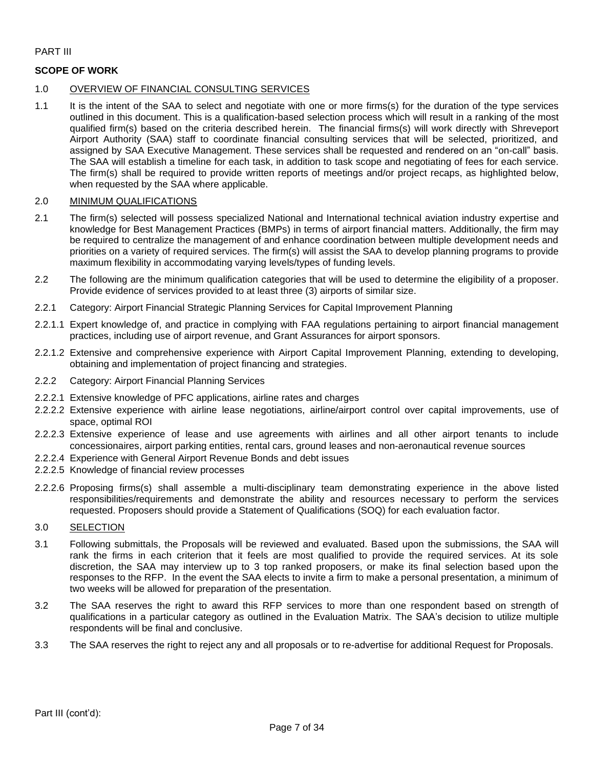PART III

**SCOPE OF WORK**

1.0 OVERVIEW OF FINANCIAL CONSULTING SERVICES

1.1 It is the intent of the SAA to select and negotiate with one or more firms(s) for the duration of the type services outlined in this document. This is a qualification-based selection process which will result in a ranking of the most qualified firm(s) based on the criteria described herein. The financial firms(s) will work directly with Shreveport Airport Authority (SAA) staff to coordinate financial consulting services that will be selected, prioritized, and assigned by SAA Executive Management. These services shall be requested and rendered on an "on-call" basis. The SAA will establish a timeline for each task, in addition to task scope and negotiating of fees for each service. The firm(s) shall be required to provide written reports of meetings and/or project recaps, as highlighted below, when requested by the SAA where applicable.

2.0 MINIMUM QUALIFICATIONS

2.1 The firm(s) selected will possess specialized National and International technical aviation industry expertise and knowledge for Best Management Practices (BMPs) in terms of airport financial matters. Additionally, the firm may be required to centralize the management of and enhance coordination between multiple development needs and priorities on a variety of required services. The firm(s) will assist the SAA to develop planning programs to provide maximum flexibility in accommodating varying levels/types of funding levels.

2.2 The following are the minimum qualification categories that will be used to determine the eligibility of a proposer. Provide evidence of services provided to at least three (3) airports of similar size.

2.2.1 Category: Airport Financial Strategic Planning Services for Capital Improvement Planning

2.2.1.1 Expert knowledge of, and practice in complying with FAA regulations pertaining to airport financial management practices, including use of airport revenue, and Grant Assurances for airport sponsors.

2.2.1.2 Extensive and comprehensive experience with Airport Capital Improvement Planning, extending to developing, obtaining and implementation of project financing and strategies.

2.2.2 Category: Airport Financial Planning Services

2.2.2.1 Extensive knowledge of PFC applications, airline rates and charges

2.2.2.2 Extensive experience with airline lease negotiations, airline/airport control over capital improvements, use of space, optimal ROI

2.2.2.3 Extensive experience of lease and use agreements with airlines and all other airport tenants to include concessionaires, airport parking entities, rental cars, ground leases and non-aeronautical revenue sources

2.2.2.4 Experience with General Airport Revenue Bonds and debt issues

2.2.2.5 Knowledge of financial review processes

2.2.2.6 Proposing firms(s) shall assemble a multi-disciplinary team demonstrating experience in the above listed responsibilities/requirements and demonstrate the ability and resources necessary to perform the services requested. Proposers should provide a Statement of Qualifications (SOQ) for each evaluation factor.

3.0 SELECTION

3.1 Following submittals, the Proposals will be reviewed and evaluated. Based upon the submissions, the SAA will rank the firms in each criterion that it feels are most qualified to provide the required services. At its sole discretion, the SAA may interview up to 3 top ranked proposers, or make its final selection based upon the responses to the RFP. In the event the SAA elects to invite a firm to make a personal presentation, a minimum of two weeks will be allowed for preparation of the presentation.

3.2 The SAA reserves the right to award this RFP services to more than one respondent based on strength of qualifications in a particular category as outlined in the Evaluation Matrix. The SAA's decision to utilize multiple respondents will be final and conclusive.

3.3 The SAA reserves the right to reject any and all proposals or to re-advertise for additional Request for Proposals.

Part III (cont'd):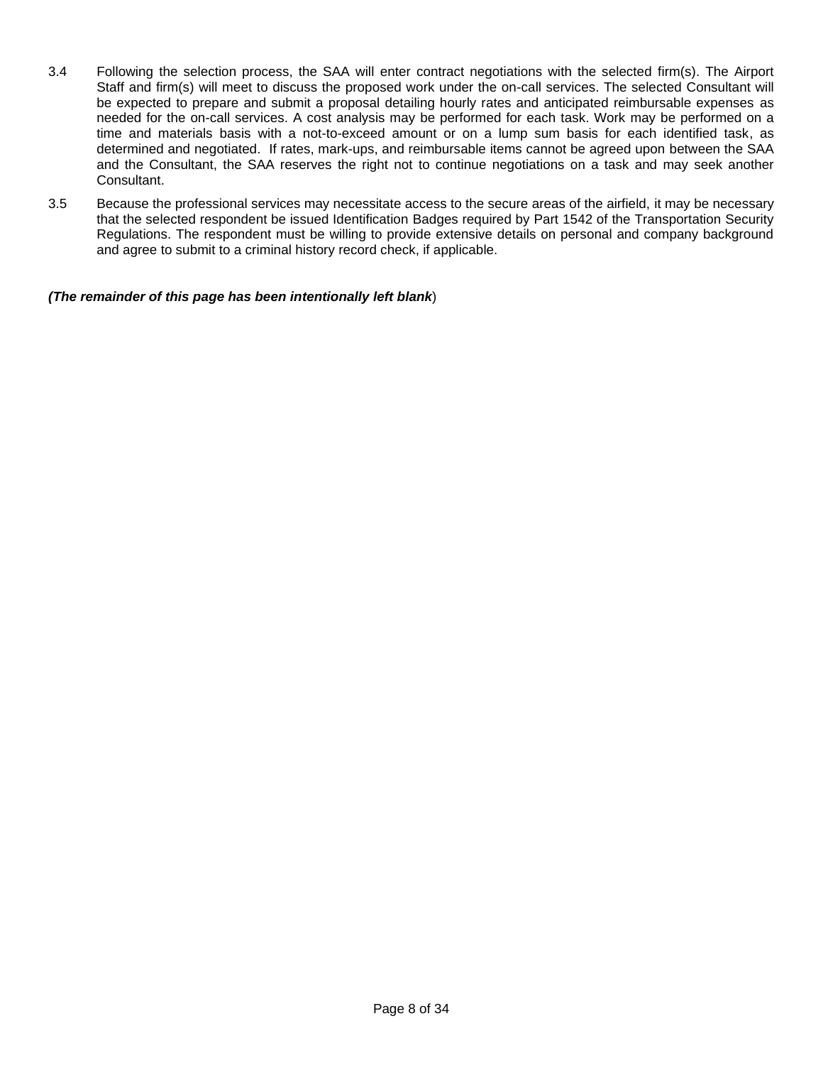3.4 Following the selection process, the SAA will enter contract negotiations with the selected firm(s). The Airport Staff and firm(s) will meet to discuss the proposed work under the on-call services. The selected Consultant will be expected to prepare and submit a proposal detailing hourly rates and anticipated reimbursable expenses as needed for the on-call services. A cost analysis may be performed for each task. Work may be performed on a time and materials basis with a not-to-exceed amount or on a lump sum basis for each identified task, as determined and negotiated. If rates, mark-ups, and reimbursable items cannot be agreed upon between the SAA and the Consultant, the SAA reserves the right not to continue negotiations on a task and may seek another Consultant.

3.5 Because the professional services may necessitate access to the secure areas of the airfield, it may be necessary that the selected respondent be issued Identification Badges required by Part 1542 of the Transportation Security Regulations. The respondent must be willing to provide extensive details on personal and company background and agree to submit to a criminal history record check, if applicable.

***(The remainder of this page has been intentionally left blank***)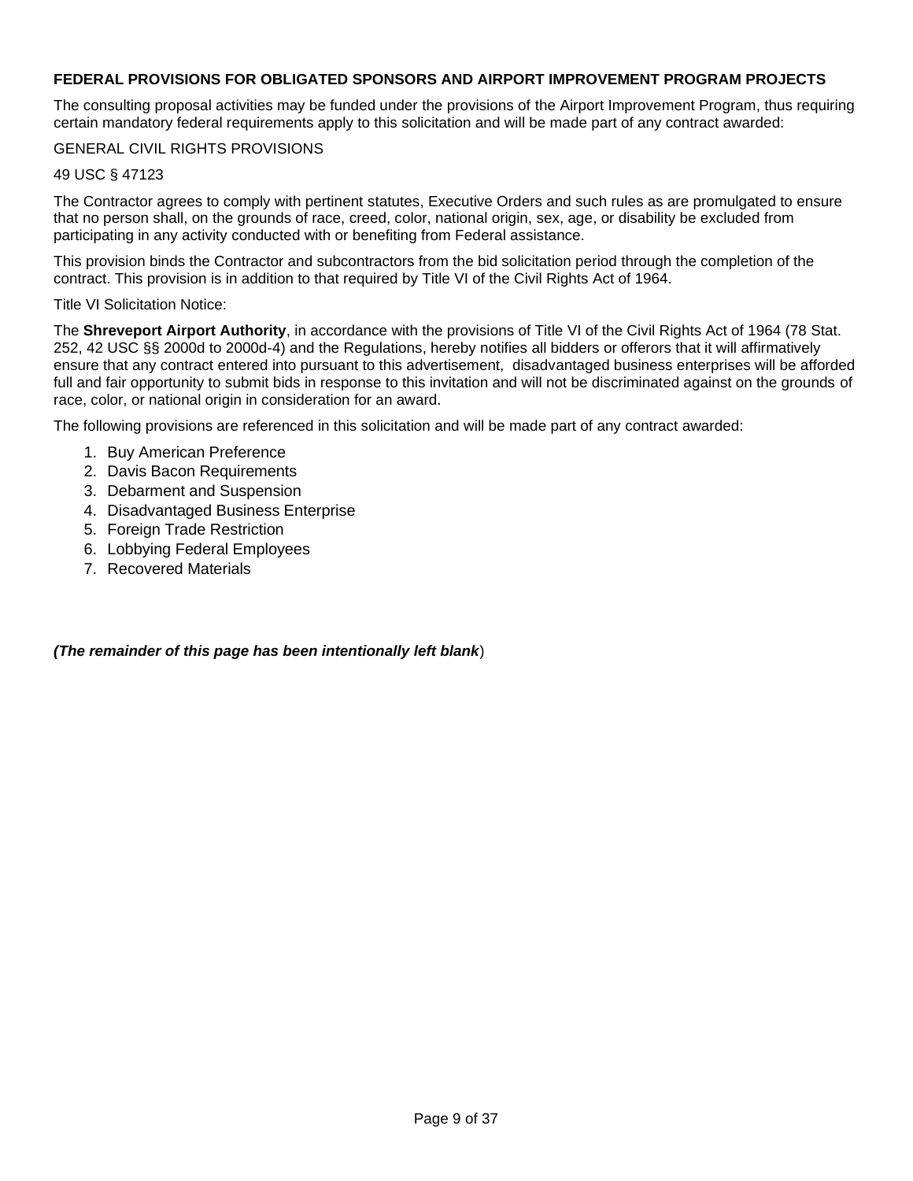## FEDERAL PROVISIONS FOR OBLIGATED SPONSORS AND AIRPORT IMPROVEMENT PROGRAM PROJECTS

The consulting proposal activities may be funded under the provisions of the Airport Improvement Program, thus requiring certain mandatory federal requirements apply to this solicitation and will be made part of any contract awarded:

GENERAL CIVIL RIGHTS PROVISIONS

49 USC § 47123

The Contractor agrees to comply with pertinent statutes, Executive Orders and such rules as are promulgated to ensure that no person shall, on the grounds of race, creed, color, national origin, sex, age, or disability be excluded from participating in any activity conducted with or benefiting from Federal assistance.

This provision binds the Contractor and subcontractors from the bid solicitation period through the completion of the contract. This provision is in addition to that required by Title VI of the Civil Rights Act of 1964.

Title VI Solicitation Notice:

The **Shreveport Airport Authority**, in accordance with the provisions of Title VI of the Civil Rights Act of 1964 (78 Stat. 252, 42 USC §§ 2000d to 2000d-4) and the Regulations, hereby notifies all bidders or offerors that it will affirmatively ensure that any contract entered into pursuant to this advertisement, disadvantaged business enterprises will be afforded full and fair opportunity to submit bids in response to this invitation and will not be discriminated against on the grounds of race, color, or national origin in consideration for an award.

The following provisions are referenced in this solicitation and will be made part of any contract awarded:

1. Buy American Preference
2. Davis Bacon Requirements
3. Debarment and Suspension
4. Disadvantaged Business Enterprise
5. Foreign Trade Restriction
6. Lobbying Federal Employees
7. Recovered Materials

***(The remainder of this page has been intentionally left blank***)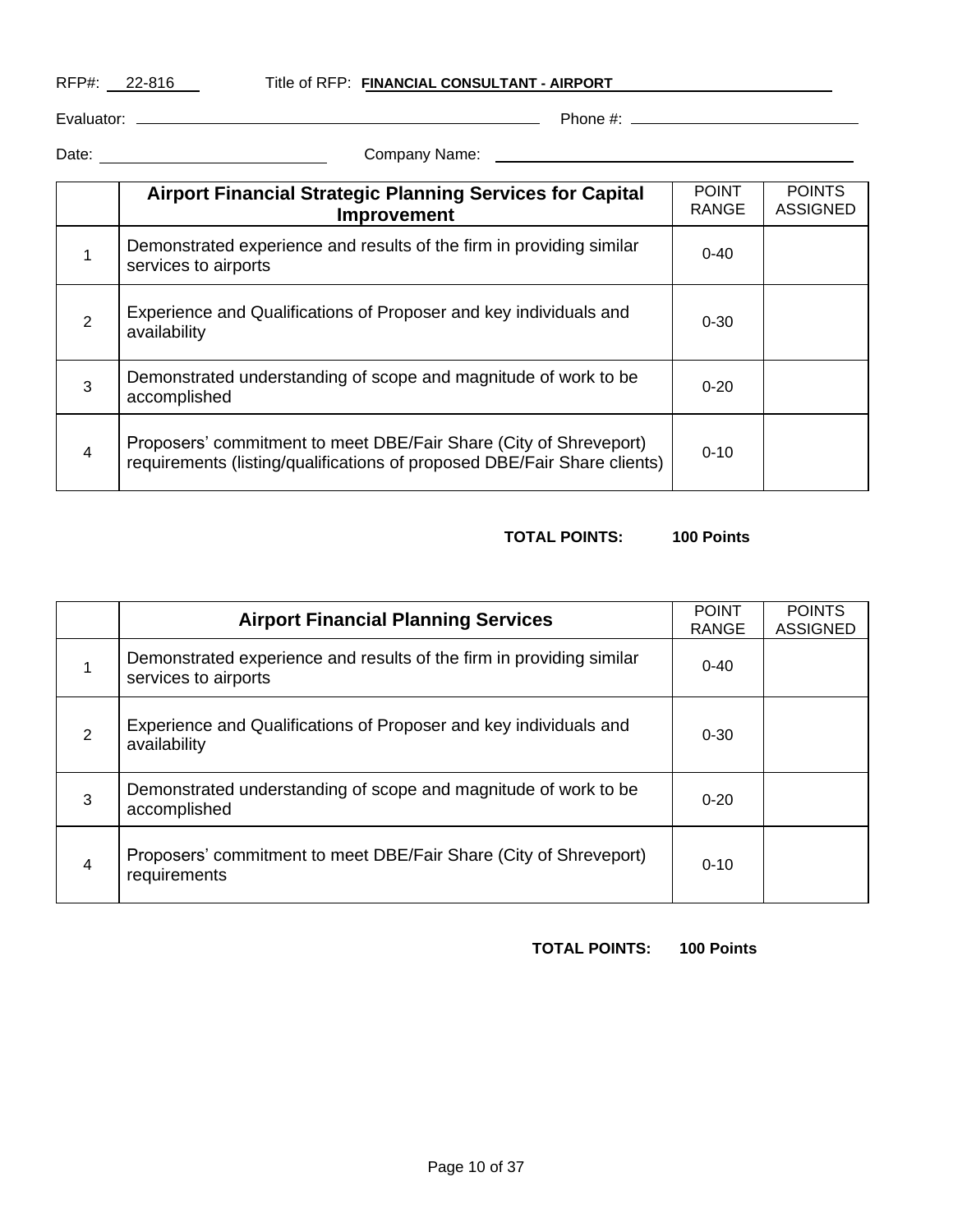RFP#: 22-816 Title of RFP: **FINANCIAL CONSULTANT - AIRPORT**

Evaluator: ______________________ Phone #: ______________________

Date: ______________________ Company Name: ______________________

| | **Airport Financial Strategic Planning Services for Capital Improvement** | POINT RANGE | POINTS ASSIGNED |
|---|---|---|---|
| 1 | Demonstrated experience and results of the firm in providing similar services to airports | 0-40 | |
| 2 | Experience and Qualifications of Proposer and key individuals and availability | 0-30 | |
| 3 | Demonstrated understanding of scope and magnitude of work to be accomplished | 0-20 | |
| 4 | Proposers' commitment to meet DBE/Fair Share (City of Shreveport) requirements (listing/qualifications of proposed DBE/Fair Share clients) | 0-10 | |

**TOTAL POINTS: 100 Points**

| | **Airport Financial Planning Services** | POINT RANGE | POINTS ASSIGNED |
|---|---|---|---|
| 1 | Demonstrated experience and results of the firm in providing similar services to airports | 0-40 | |
| 2 | Experience and Qualifications of Proposer and key individuals and availability | 0-30 | |
| 3 | Demonstrated understanding of scope and magnitude of work to be accomplished | 0-20 | |
| 4 | Proposers' commitment to meet DBE/Fair Share (City of Shreveport) requirements | 0-10 | |

**TOTAL POINTS: 100 Points**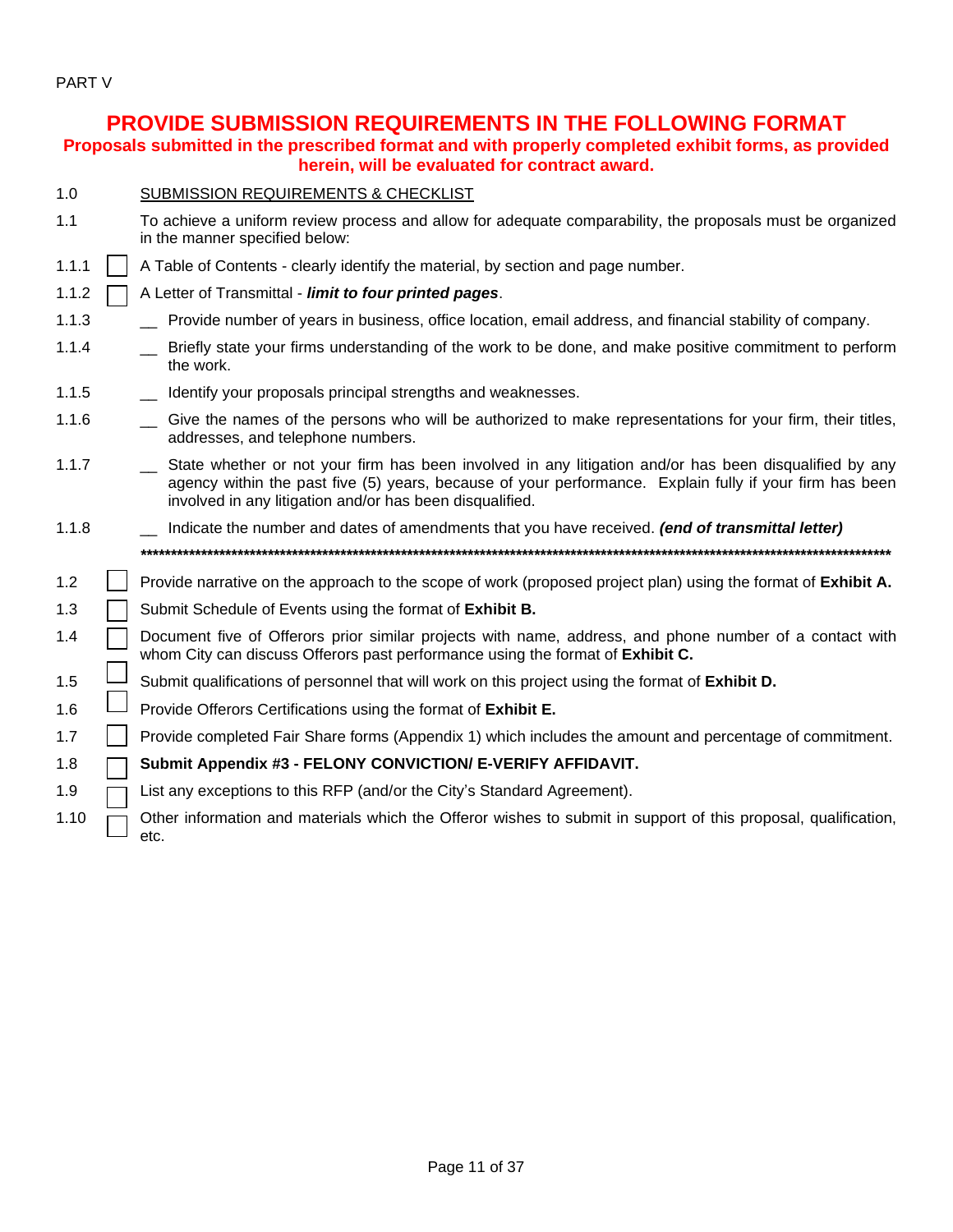PART V

# PROVIDE SUBMISSION REQUIREMENTS IN THE FOLLOWING FORMAT

**Proposals submitted in the prescribed format and with properly completed exhibit forms, as provided herein, will be evaluated for contract award.**

1.0 SUBMISSION REQUIREMENTS & CHECKLIST

1.1 To achieve a uniform review process and allow for adequate comparability, the proposals must be organized in the manner specified below:

1.1.1 ☐ A Table of Contents - clearly identify the material, by section and page number.

1.1.2 ☐ A Letter of Transmittal - ***limit to four printed pages***.

1.1.3 __ Provide number of years in business, office location, email address, and financial stability of company.

1.1.4 __ Briefly state your firms understanding of the work to be done, and make positive commitment to perform the work.

1.1.5 __ Identify your proposals principal strengths and weaknesses.

1.1.6 __ Give the names of the persons who will be authorized to make representations for your firm, their titles, addresses, and telephone numbers.

1.1.7 __ State whether or not your firm has been involved in any litigation and/or has been disqualified by any agency within the past five (5) years, because of your performance. Explain fully if your firm has been involved in any litigation and/or has been disqualified.

1.1.8 __ Indicate the number and dates of amendments that you have received. ***(end of transmittal letter)***

**************************************************************************************************************************

1.2 ☐ Provide narrative on the approach to the scope of work (proposed project plan) using the format of **Exhibit A.**

1.3 ☐ Submit Schedule of Events using the format of **Exhibit B.**

1.4 ☐ Document five of Offerors prior similar projects with name, address, and phone number of a contact with whom City can discuss Offerors past performance using the format of **Exhibit C.**

1.5 ☐ Submit qualifications of personnel that will work on this project using the format of **Exhibit D.**

1.6 ☐ Provide Offerors Certifications using the format of **Exhibit E.**

1.7 ☐ Provide completed Fair Share forms (Appendix 1) which includes the amount and percentage of commitment.

1.8 ☐ **Submit Appendix #3 - FELONY CONVICTION/ E-VERIFY AFFIDAVIT.**

1.9 ☐ List any exceptions to this RFP (and/or the City's Standard Agreement).

1.10 ☐ Other information and materials which the Offeror wishes to submit in support of this proposal, qualification, etc.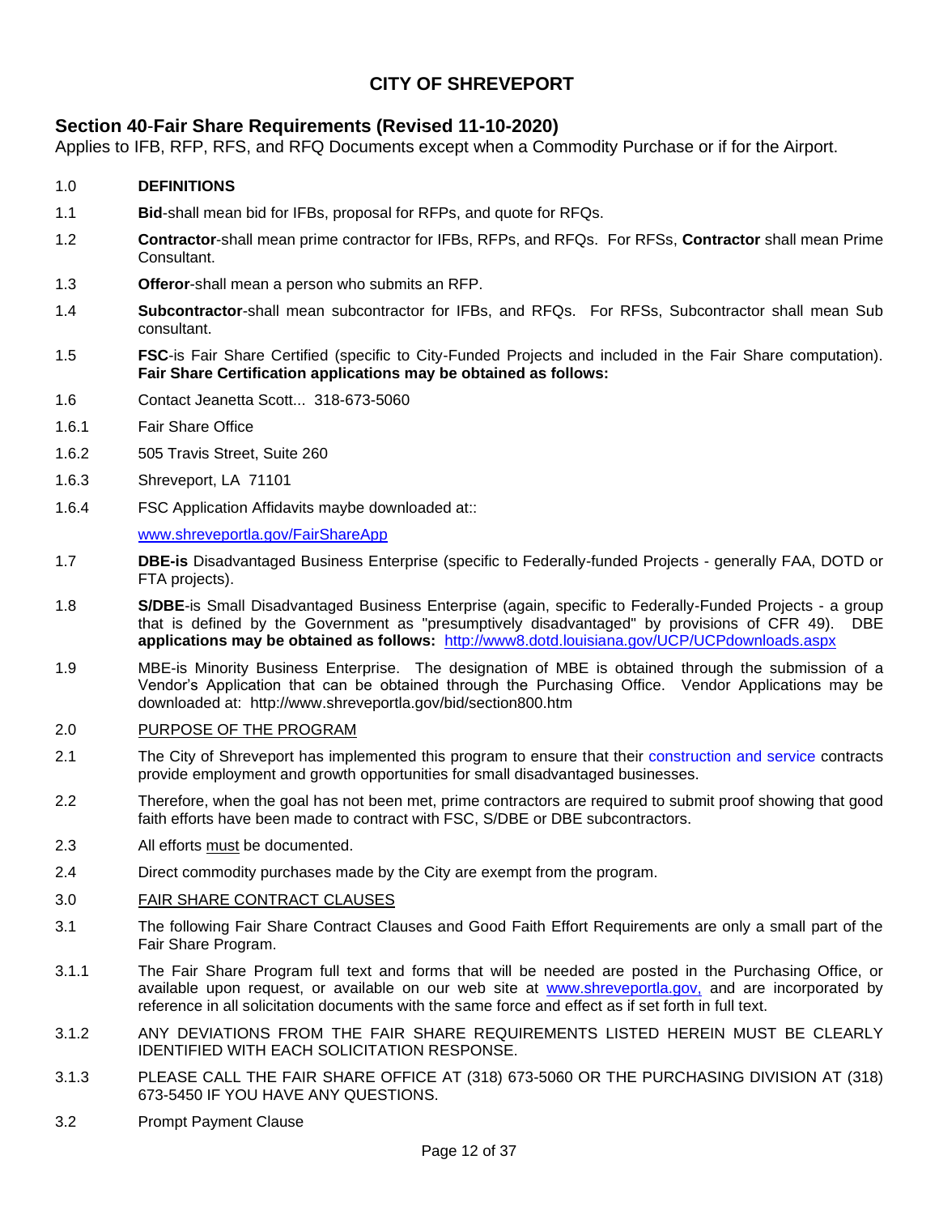# CITY OF SHREVEPORT

## Section 40-Fair Share Requirements (Revised 11-10-2020)

Applies to IFB, RFP, RFS, and RFQ Documents except when a Commodity Purchase or if for the Airport.

1.0 **DEFINITIONS**

1.1 **Bid**-shall mean bid for IFBs, proposal for RFPs, and quote for RFQs.

1.2 **Contractor**-shall mean prime contractor for IFBs, RFPs, and RFQs. For RFSs, **Contractor** shall mean Prime Consultant.

1.3 **Offeror**-shall mean a person who submits an RFP.

1.4 **Subcontractor**-shall mean subcontractor for IFBs, and RFQs. For RFSs, Subcontractor shall mean Sub consultant.

1.5 **FSC**-is Fair Share Certified (specific to City-Funded Projects and included in the Fair Share computation). **Fair Share Certification applications may be obtained as follows:**

1.6 Contact Jeanetta Scott... 318-673-5060

1.6.1 Fair Share Office

1.6.2 505 Travis Street, Suite 260

1.6.3 Shreveport, LA 71101

1.6.4 FSC Application Affidavits maybe downloaded at::

www.shreveportla.gov/FairShareApp

1.7 **DBE-is** Disadvantaged Business Enterprise (specific to Federally-funded Projects - generally FAA, DOTD or FTA projects).

1.8 **S/DBE**-is Small Disadvantaged Business Enterprise (again, specific to Federally-Funded Projects - a group that is defined by the Government as "presumptively disadvantaged" by provisions of CFR 49). DBE **applications may be obtained as follows:** http://www8.dotd.louisiana.gov/UCP/UCPdownloads.aspx

1.9 MBE-is Minority Business Enterprise. The designation of MBE is obtained through the submission of a Vendor's Application that can be obtained through the Purchasing Office. Vendor Applications may be downloaded at: http://www.shreveportla.gov/bid/section800.htm

2.0 PURPOSE OF THE PROGRAM

2.1 The City of Shreveport has implemented this program to ensure that their construction and service contracts provide employment and growth opportunities for small disadvantaged businesses.

2.2 Therefore, when the goal has not been met, prime contractors are required to submit proof showing that good faith efforts have been made to contract with FSC, S/DBE or DBE subcontractors.

2.3 All efforts must be documented.

2.4 Direct commodity purchases made by the City are exempt from the program.

3.0 FAIR SHARE CONTRACT CLAUSES

3.1 The following Fair Share Contract Clauses and Good Faith Effort Requirements are only a small part of the Fair Share Program.

3.1.1 The Fair Share Program full text and forms that will be needed are posted in the Purchasing Office, or available upon request, or available on our web site at www.shreveportla.gov, and are incorporated by reference in all solicitation documents with the same force and effect as if set forth in full text.

3.1.2 ANY DEVIATIONS FROM THE FAIR SHARE REQUIREMENTS LISTED HEREIN MUST BE CLEARLY IDENTIFIED WITH EACH SOLICITATION RESPONSE.

3.1.3 PLEASE CALL THE FAIR SHARE OFFICE AT (318) 673-5060 OR THE PURCHASING DIVISION AT (318) 673-5450 IF YOU HAVE ANY QUESTIONS.

3.2 Prompt Payment Clause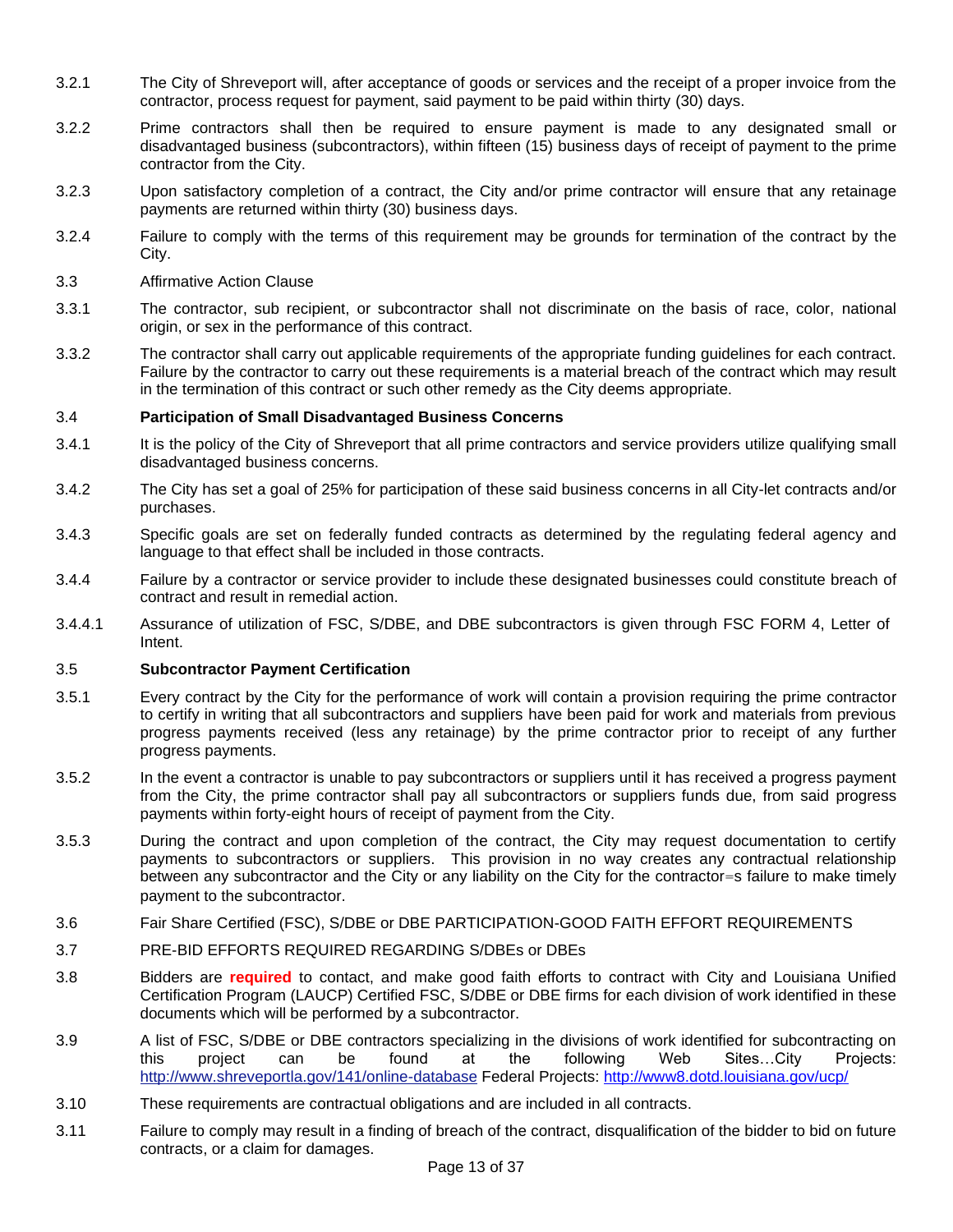3.2.1 The City of Shreveport will, after acceptance of goods or services and the receipt of a proper invoice from the contractor, process request for payment, said payment to be paid within thirty (30) days.

3.2.2 Prime contractors shall then be required to ensure payment is made to any designated small or disadvantaged business (subcontractors), within fifteen (15) business days of receipt of payment to the prime contractor from the City.

3.2.3 Upon satisfactory completion of a contract, the City and/or prime contractor will ensure that any retainage payments are returned within thirty (30) business days.

3.2.4 Failure to comply with the terms of this requirement may be grounds for termination of the contract by the City.

3.3 Affirmative Action Clause

3.3.1 The contractor, sub recipient, or subcontractor shall not discriminate on the basis of race, color, national origin, or sex in the performance of this contract.

3.3.2 The contractor shall carry out applicable requirements of the appropriate funding guidelines for each contract. Failure by the contractor to carry out these requirements is a material breach of the contract which may result in the termination of this contract or such other remedy as the City deems appropriate.

**3.4 Participation of Small Disadvantaged Business Concerns**

3.4.1 It is the policy of the City of Shreveport that all prime contractors and service providers utilize qualifying small disadvantaged business concerns.

3.4.2 The City has set a goal of 25% for participation of these said business concerns in all City-let contracts and/or purchases.

3.4.3 Specific goals are set on federally funded contracts as determined by the regulating federal agency and language to that effect shall be included in those contracts.

3.4.4 Failure by a contractor or service provider to include these designated businesses could constitute breach of contract and result in remedial action.

3.4.4.1 Assurance of utilization of FSC, S/DBE, and DBE subcontractors is given through FSC FORM 4, Letter of Intent.

**3.5 Subcontractor Payment Certification**

3.5.1 Every contract by the City for the performance of work will contain a provision requiring the prime contractor to certify in writing that all subcontractors and suppliers have been paid for work and materials from previous progress payments received (less any retainage) by the prime contractor prior to receipt of any further progress payments.

3.5.2 In the event a contractor is unable to pay subcontractors or suppliers until it has received a progress payment from the City, the prime contractor shall pay all subcontractors or suppliers funds due, from said progress payments within forty-eight hours of receipt of payment from the City.

3.5.3 During the contract and upon completion of the contract, the City may request documentation to certify payments to subcontractors or suppliers. This provision in no way creates any contractual relationship between any subcontractor and the City or any liability on the City for the contractor=s failure to make timely payment to the subcontractor.

3.6 Fair Share Certified (FSC), S/DBE or DBE PARTICIPATION-GOOD FAITH EFFORT REQUIREMENTS

3.7 PRE-BID EFFORTS REQUIRED REGARDING S/DBEs or DBEs

3.8 Bidders are **required** to contact, and make good faith efforts to contract with City and Louisiana Unified Certification Program (LAUCP) Certified FSC, S/DBE or DBE firms for each division of work identified in these documents which will be performed by a subcontractor.

3.9 A list of FSC, S/DBE or DBE contractors specializing in the divisions of work identified for subcontracting on this project can be found at the following Web Sites…City Projects: http://www.shreveportla.gov/141/online-database Federal Projects: http://www8.dotd.louisiana.gov/ucp/

3.10 These requirements are contractual obligations and are included in all contracts.

3.11 Failure to comply may result in a finding of breach of the contract, disqualification of the bidder to bid on future contracts, or a claim for damages.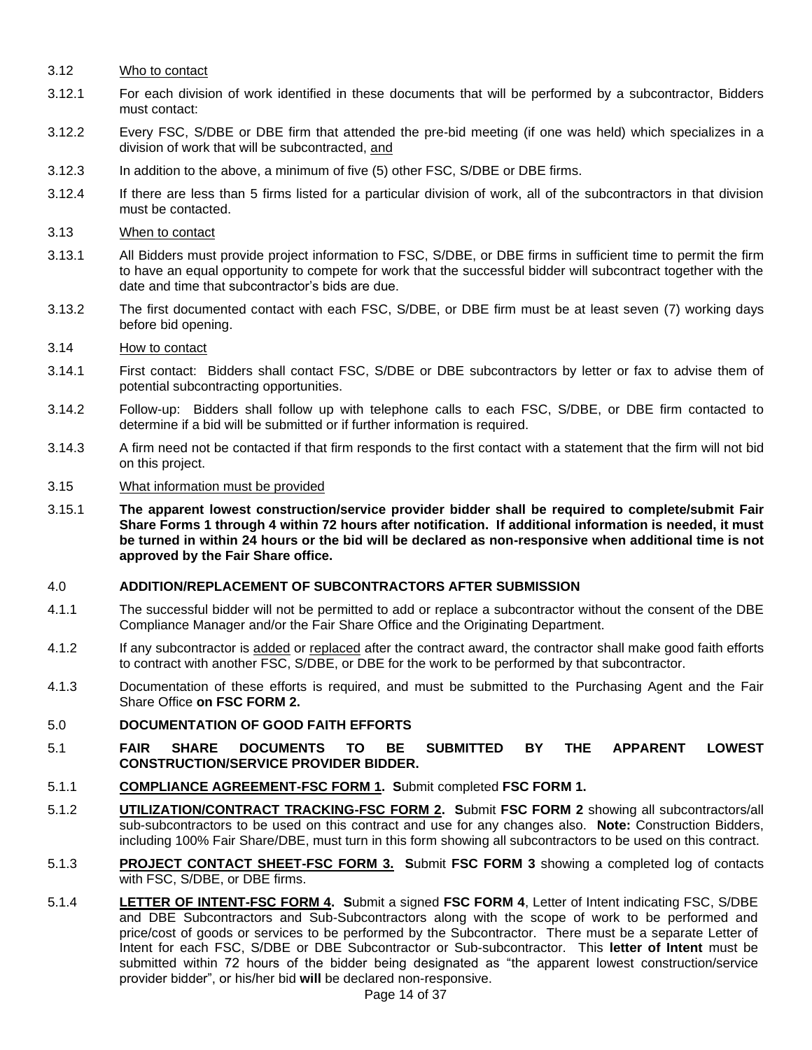3.12 <u>Who to contact</u>

3.12.1 For each division of work identified in these documents that will be performed by a subcontractor, Bidders must contact:

3.12.2 Every FSC, S/DBE or DBE firm that attended the pre-bid meeting (if one was held) which specializes in a division of work that will be subcontracted, <u>and</u>

3.12.3 In addition to the above, a minimum of five (5) other FSC, S/DBE or DBE firms.

3.12.4 If there are less than 5 firms listed for a particular division of work, all of the subcontractors in that division must be contacted.

3.13 <u>When to contact</u>

3.13.1 All Bidders must provide project information to FSC, S/DBE, or DBE firms in sufficient time to permit the firm to have an equal opportunity to compete for work that the successful bidder will subcontract together with the date and time that subcontractor's bids are due.

3.13.2 The first documented contact with each FSC, S/DBE, or DBE firm must be at least seven (7) working days before bid opening.

3.14 <u>How to contact</u>

3.14.1 First contact: Bidders shall contact FSC, S/DBE or DBE subcontractors by letter or fax to advise them of potential subcontracting opportunities.

3.14.2 Follow-up: Bidders shall follow up with telephone calls to each FSC, S/DBE, or DBE firm contacted to determine if a bid will be submitted or if further information is required.

3.14.3 A firm need not be contacted if that firm responds to the first contact with a statement that the firm will not bid on this project.

3.15 <u>What information must be provided</u>

3.15.1 **The apparent lowest construction/service provider bidder shall be required to complete/submit Fair Share Forms 1 through 4 within 72 hours after notification. If additional information is needed, it must be turned in within 24 hours or the bid will be declared as non-responsive when additional time is not approved by the Fair Share office.**

## 4.0 ADDITION/REPLACEMENT OF SUBCONTRACTORS AFTER SUBMISSION

4.1.1 The successful bidder will not be permitted to add or replace a subcontractor without the consent of the DBE Compliance Manager and/or the Fair Share Office and the Originating Department.

4.1.2 If any subcontractor is <u>added</u> or <u>replaced</u> after the contract award, the contractor shall make good faith efforts to contract with another FSC, S/DBE, or DBE for the work to be performed by that subcontractor.

4.1.3 Documentation of these efforts is required, and must be submitted to the Purchasing Agent and the Fair Share Office **on FSC FORM 2.**

## 5.0 DOCUMENTATION OF GOOD FAITH EFFORTS

### 5.1 FAIR SHARE DOCUMENTS TO BE SUBMITTED BY THE APPARENT LOWEST CONSTRUCTION/SERVICE PROVIDER BIDDER.

5.1.1 **<u>COMPLIANCE AGREEMENT-FSC FORM 1</u>. S**ubmit completed **FSC FORM 1.**

5.1.2 **<u>UTILIZATION/CONTRACT TRACKING-FSC FORM 2</u>. S**ubmit **FSC FORM 2** showing all subcontractors/all sub-subcontractors to be used on this contract and use for any changes also. **Note:** Construction Bidders, including 100% Fair Share/DBE, must turn in this form showing all subcontractors to be used on this contract.

5.1.3 **<u>PROJECT CONTACT SHEET-FSC FORM 3.</u> S**ubmit **FSC FORM 3** showing a completed log of contacts with FSC, S/DBE, or DBE firms.

5.1.4 **<u>LETTER OF INTENT-FSC FORM 4</u>. S**ubmit a signed **FSC FORM 4**, Letter of Intent indicating FSC, S/DBE and DBE Subcontractors and Sub-Subcontractors along with the scope of work to be performed and price/cost of goods or services to be performed by the Subcontractor. There must be a separate Letter of Intent for each FSC, S/DBE or DBE Subcontractor or Sub-subcontractor. This **letter of Intent** must be submitted within 72 hours of the bidder being designated as "the apparent lowest construction/service provider bidder", or his/her bid **will** be declared non-responsive.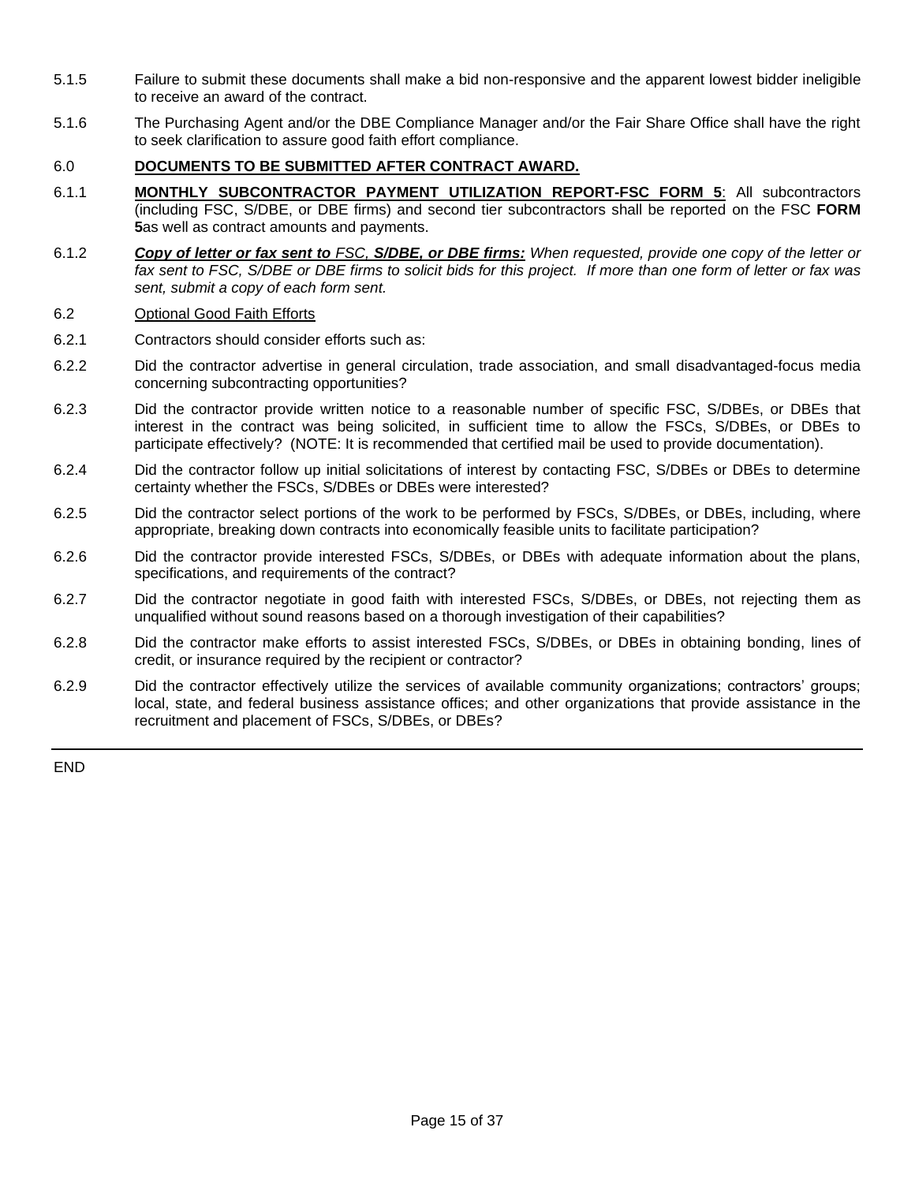5.1.5 Failure to submit these documents shall make a bid non-responsive and the apparent lowest bidder ineligible to receive an award of the contract.

5.1.6 The Purchasing Agent and/or the DBE Compliance Manager and/or the Fair Share Office shall have the right to seek clarification to assure good faith effort compliance.

## 6.0 **DOCUMENTS TO BE SUBMITTED AFTER CONTRACT AWARD.**

6.1.1 **MONTHLY SUBCONTRACTOR PAYMENT UTILIZATION REPORT-FSC FORM 5**: All subcontractors (including FSC, S/DBE, or DBE firms) and second tier subcontractors shall be reported on the FSC **FORM 5**as well as contract amounts and payments.

6.1.2 ***Copy of letter or fax sent to** FSC, **S/DBE, or DBE firms:*** *When requested, provide one copy of the letter or fax sent to FSC, S/DBE or DBE firms to solicit bids for this project. If more than one form of letter or fax was sent, submit a copy of each form sent.*

6.2 Optional Good Faith Efforts

6.2.1 Contractors should consider efforts such as:

6.2.2 Did the contractor advertise in general circulation, trade association, and small disadvantaged-focus media concerning subcontracting opportunities?

6.2.3 Did the contractor provide written notice to a reasonable number of specific FSC, S/DBEs, or DBEs that interest in the contract was being solicited, in sufficient time to allow the FSCs, S/DBEs, or DBEs to participate effectively? (NOTE: It is recommended that certified mail be used to provide documentation).

6.2.4 Did the contractor follow up initial solicitations of interest by contacting FSC, S/DBEs or DBEs to determine certainty whether the FSCs, S/DBEs or DBEs were interested?

6.2.5 Did the contractor select portions of the work to be performed by FSCs, S/DBEs, or DBEs, including, where appropriate, breaking down contracts into economically feasible units to facilitate participation?

6.2.6 Did the contractor provide interested FSCs, S/DBEs, or DBEs with adequate information about the plans, specifications, and requirements of the contract?

6.2.7 Did the contractor negotiate in good faith with interested FSCs, S/DBEs, or DBEs, not rejecting them as unqualified without sound reasons based on a thorough investigation of their capabilities?

6.2.8 Did the contractor make efforts to assist interested FSCs, S/DBEs, or DBEs in obtaining bonding, lines of credit, or insurance required by the recipient or contractor?

6.2.9 Did the contractor effectively utilize the services of available community organizations; contractors' groups; local, state, and federal business assistance offices; and other organizations that provide assistance in the recruitment and placement of FSCs, S/DBEs, or DBEs?

---

END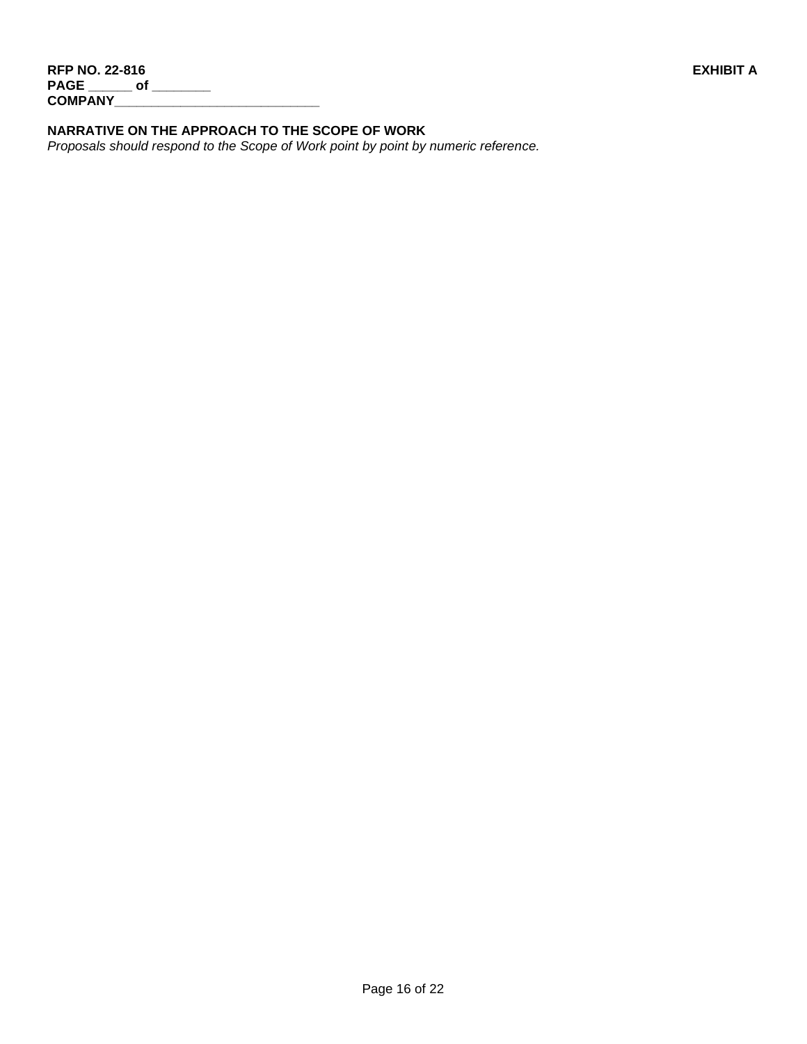**RFP NO. 22-816** **EXHIBIT A**
**PAGE ______ of ________**
**COMPANY_____________________________**

**NARRATIVE ON THE APPROACH TO THE SCOPE OF WORK**
*Proposals should respond to the Scope of Work point by point by numeric reference.*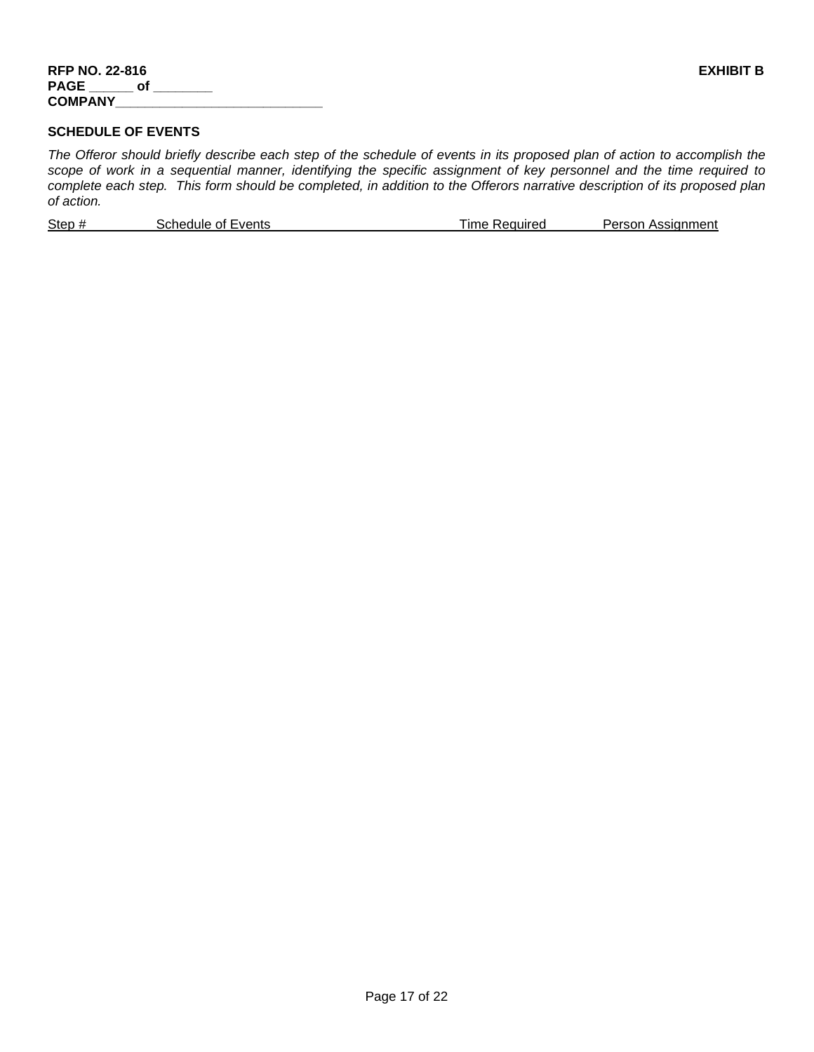**RFP NO. 22-816** **EXHIBIT B**
**PAGE ______ of ________**
**COMPANY_____________________________**

**SCHEDULE OF EVENTS**

*The Offeror should briefly describe each step of the schedule of events in its proposed plan of action to accomplish the scope of work in a sequential manner, identifying the specific assignment of key personnel and the time required to complete each step. This form should be completed, in addition to the Offerors narrative description of its proposed plan of action.*

| Step # | Schedule of Events | Time Required | Person Assignment |
| --- | --- | --- | --- |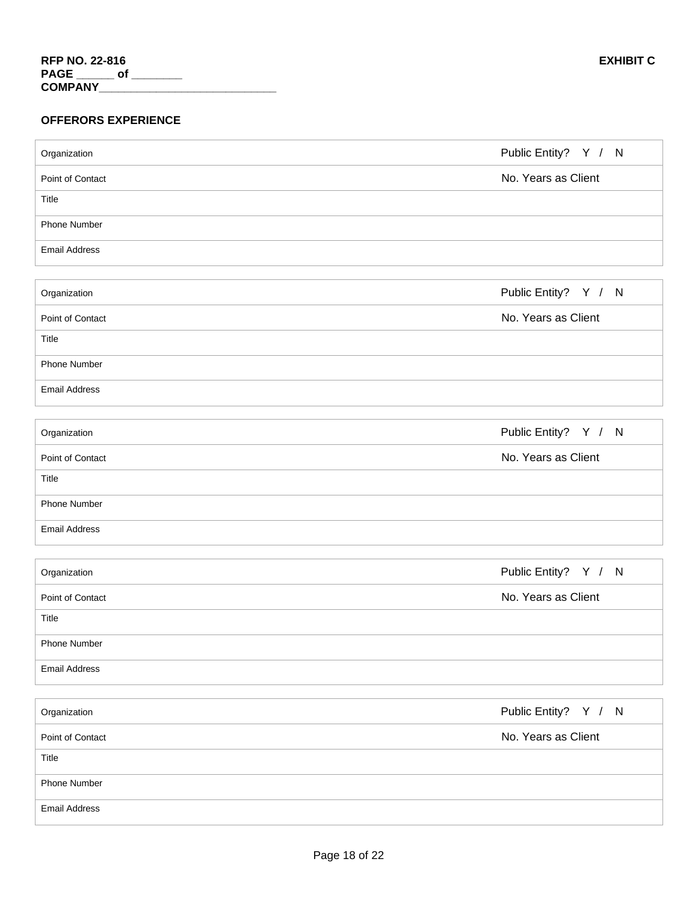**RFP NO. 22-816**
**PAGE ______ of ________**
**COMPANY______________________________**

**EXHIBIT C**

## OFFERORS EXPERIENCE

| Organization | Public Entity? Y / N |
|---|---|
| Point of Contact | No. Years as Client |
| Title | |
| Phone Number | |
| Email Address | |

| Organization | Public Entity? Y / N |
|---|---|
| Point of Contact | No. Years as Client |
| Title | |
| Phone Number | |
| Email Address | |

| Organization | Public Entity? Y / N |
|---|---|
| Point of Contact | No. Years as Client |
| Title | |
| Phone Number | |
| Email Address | |

| Organization | Public Entity? Y / N |
|---|---|
| Point of Contact | No. Years as Client |
| Title | |
| Phone Number | |
| Email Address | |

| Organization | Public Entity? Y / N |
|---|---|
| Point of Contact | No. Years as Client |
| Title | |
| Phone Number | |
| Email Address | |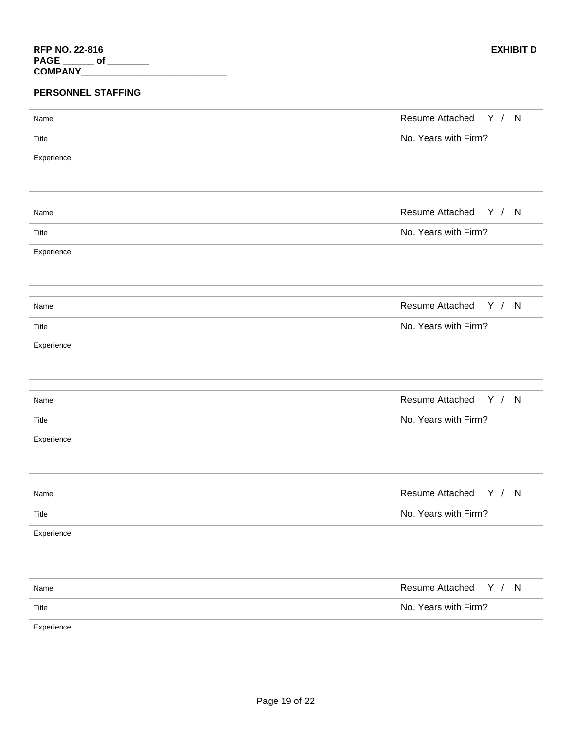**RFP NO. 22-816** **EXHIBIT D**
**PAGE ______ of ________**
**COMPANY_____________________________**

**PERSONNEL STAFFING**

| Name | Resume Attached Y / N |
|---|---|
| Title | No. Years with Firm? |
| Experience | |

| Name | Resume Attached Y / N |
|---|---|
| Title | No. Years with Firm? |
| Experience | |

| Name | Resume Attached Y / N |
|---|---|
| Title | No. Years with Firm? |
| Experience | |

| Name | Resume Attached Y / N |
|---|---|
| Title | No. Years with Firm? |
| Experience | |

| Name | Resume Attached Y / N |
|---|---|
| Title | No. Years with Firm? |
| Experience | |

| Name | Resume Attached Y / N |
|---|---|
| Title | No. Years with Firm? |
| Experience | |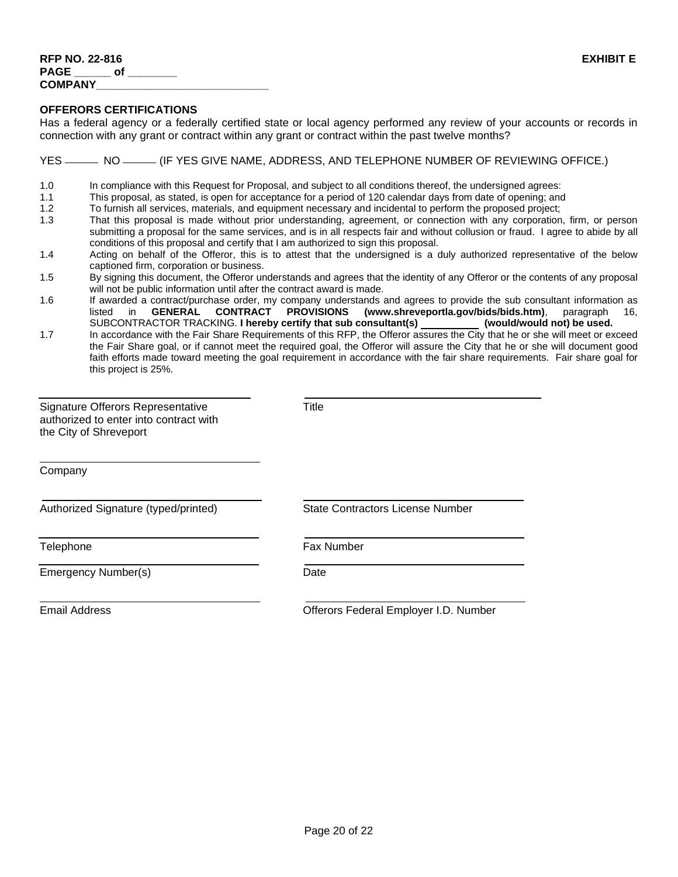**RFP NO. 22-816** **EXHIBIT E**
**PAGE ______ of ________**
**COMPANY_____________________________**

**OFFERORS CERTIFICATIONS**

Has a federal agency or a federally certified state or local agency performed any review of your accounts or records in connection with any grant or contract within any grant or contract within the past twelve months?

YES ______ NO ______ (IF YES GIVE NAME, ADDRESS, AND TELEPHONE NUMBER OF REVIEWING OFFICE.)

1.0 In compliance with this Request for Proposal, and subject to all conditions thereof, the undersigned agrees:

1.1 This proposal, as stated, is open for acceptance for a period of 120 calendar days from date of opening; and

1.2 To furnish all services, materials, and equipment necessary and incidental to perform the proposed project;

1.3 That this proposal is made without prior understanding, agreement, or connection with any corporation, firm, or person submitting a proposal for the same services, and is in all respects fair and without collusion or fraud. I agree to abide by all conditions of this proposal and certify that I am authorized to sign this proposal.

1.4 Acting on behalf of the Offeror, this is to attest that the undersigned is a duly authorized representative of the below captioned firm, corporation or business.

1.5 By signing this document, the Offeror understands and agrees that the identity of any Offeror or the contents of any proposal will not be public information until after the contract award is made.

1.6 If awarded a contract/purchase order, my company understands and agrees to provide the sub consultant information as listed in **GENERAL CONTRACT PROVISIONS (www.shreveportla.gov/bids/bids.htm)**, paragraph 16, SUBCONTRACTOR TRACKING. **I hereby certify that sub consultant(s) __________ (would/would not) be used.**

1.7 In accordance with the Fair Share Requirements of this RFP, the Offeror assures the City that he or she will meet or exceed the Fair Share goal, or if cannot meet the required goal, the Offeror will assure the City that he or she will document good faith efforts made toward meeting the goal requirement in accordance with the fair share requirements. Fair share goal for this project is 25%.

| | |
|---|---|
| ______________________________<br>Signature Offerors Representative authorized to enter into contract with the City of Shreveport | ______________________________<br>Title |
| ______________________________<br>Company | |
| ______________________________<br>Authorized Signature (typed/printed) | ______________________________<br>State Contractors License Number |
| ______________________________<br>Telephone | ______________________________<br>Fax Number |
| ______________________________<br>Emergency Number(s) | ______________________________<br>Date |
| ______________________________<br>Email Address | ______________________________<br>Offerors Federal Employer I.D. Number |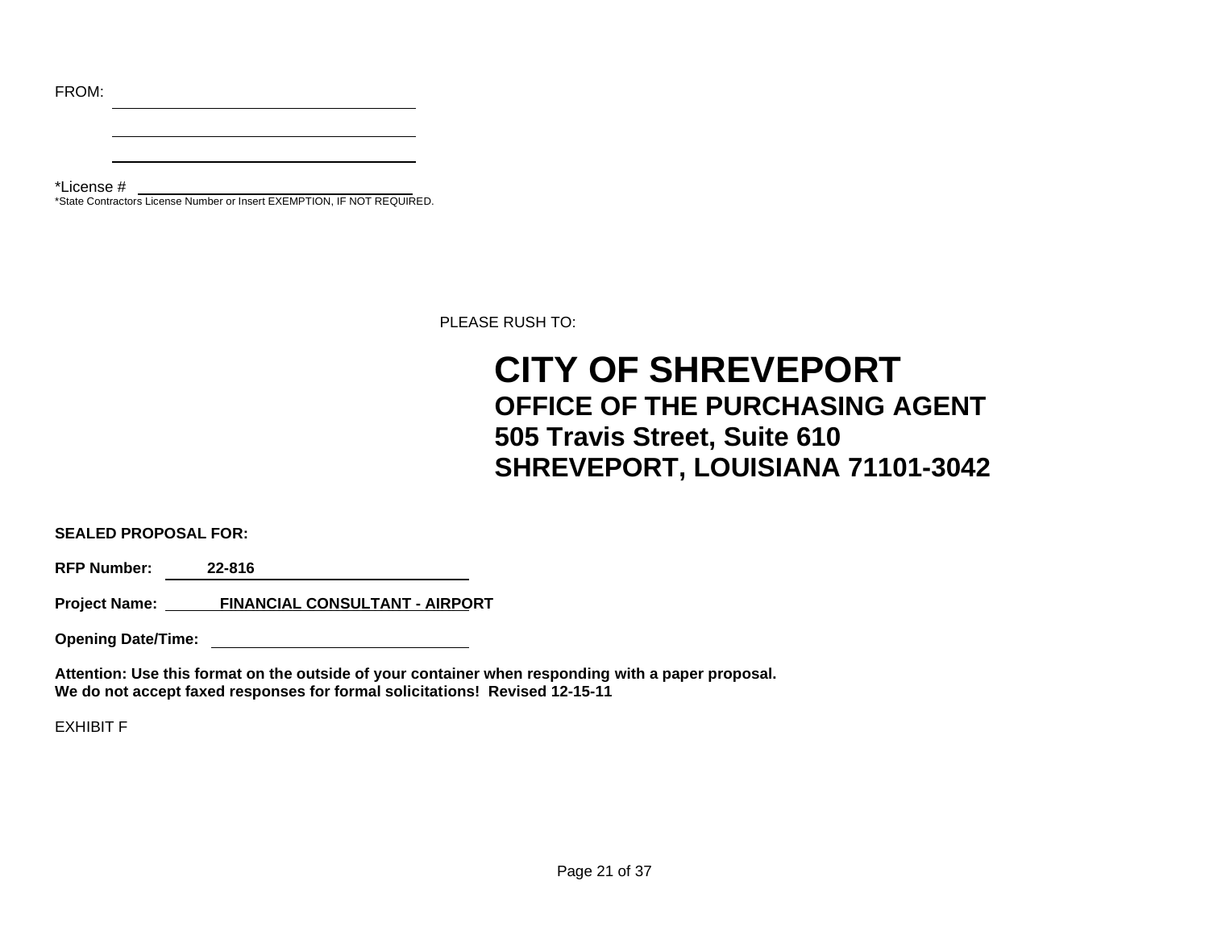FROM: \_\_\_\_\_\_\_\_\_\_\_\_\_\_\_\_\_\_\_\_\_\_\_\_\_\_\_\_\_\_\_\_\_\_\_\_\_\_

\_\_\_\_\_\_\_\_\_\_\_\_\_\_\_\_\_\_\_\_\_\_\_\_\_\_\_\_\_\_\_\_\_\_\_\_\_\_

\_\_\_\_\_\_\_\_\_\_\_\_\_\_\_\_\_\_\_\_\_\_\_\_\_\_\_\_\_\_\_\_\_\_\_\_\_\_

*License # \_\_\_\_\_\_\_\_\_\_\_\_\_\_\_\_\_\_\_\_\_\_\_\_\_\_\_\_\_\_\_\_\_\_

*State Contractors License Number or Insert EXEMPTION, IF NOT REQUIRED.

PLEASE RUSH TO:

# CITY OF SHREVEPORT

## OFFICE OF THE PURCHASING AGENT
## 505 Travis Street, Suite 610
## SHREVEPORT, LOUISIANA 71101-3042

**SEALED PROPOSAL FOR:**

**RFP Number:** **22-816**

**Project Name:** **FINANCIAL CONSULTANT - AIRPORT**

**Opening Date/Time:** \_\_\_\_\_\_\_\_\_\_\_\_\_\_\_\_\_\_\_\_\_\_\_\_\_\_\_\_\_\_

**Attention: Use this format on the outside of your container when responding with a paper proposal.**
**We do not accept faxed responses for formal solicitations! Revised 12-15-11**

EXHIBIT F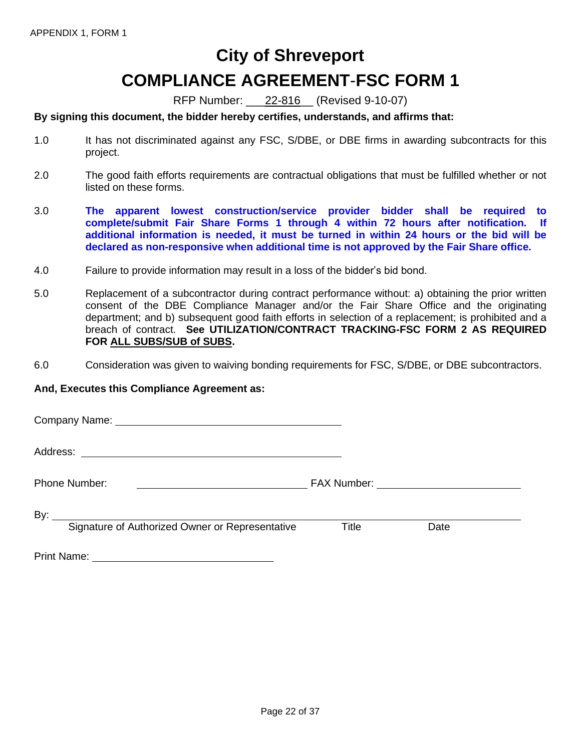APPENDIX 1, FORM 1

# City of Shreveport

# COMPLIANCE AGREEMENT-FSC FORM 1

RFP Number: ___22-816__ (Revised 9-10-07)

**By signing this document, the bidder hereby certifies, understands, and affirms that:**

1.0 It has not discriminated against any FSC, S/DBE, or DBE firms in awarding subcontracts for this project.

2.0 The good faith efforts requirements are contractual obligations that must be fulfilled whether or not listed on these forms.

3.0 **The apparent lowest construction/service provider bidder shall be required to complete/submit Fair Share Forms 1 through 4 within 72 hours after notification. If additional information is needed, it must be turned in within 24 hours or the bid will be declared as non-responsive when additional time is not approved by the Fair Share office.**

4.0 Failure to provide information may result in a loss of the bidder's bid bond.

5.0 Replacement of a subcontractor during contract performance without: a) obtaining the prior written consent of the DBE Compliance Manager and/or the Fair Share Office and the originating department; and b) subsequent good faith efforts in selection of a replacement; is prohibited and a breach of contract. **See UTILIZATION/CONTRACT TRACKING-FSC FORM 2 AS REQUIRED FOR ALL SUBS/SUB of SUBS.**

6.0 Consideration was given to waiving bonding requirements for FSC, S/DBE, or DBE subcontractors.

**And, Executes this Compliance Agreement as:**

Company Name: ____________________________________

Address: ____________________________________

Phone Number: ____________________________ FAX Number: ____________________________

By: ______________________________________________________________________
Signature of Authorized Owner or Representative        Title        Date

Print Name: ____________________________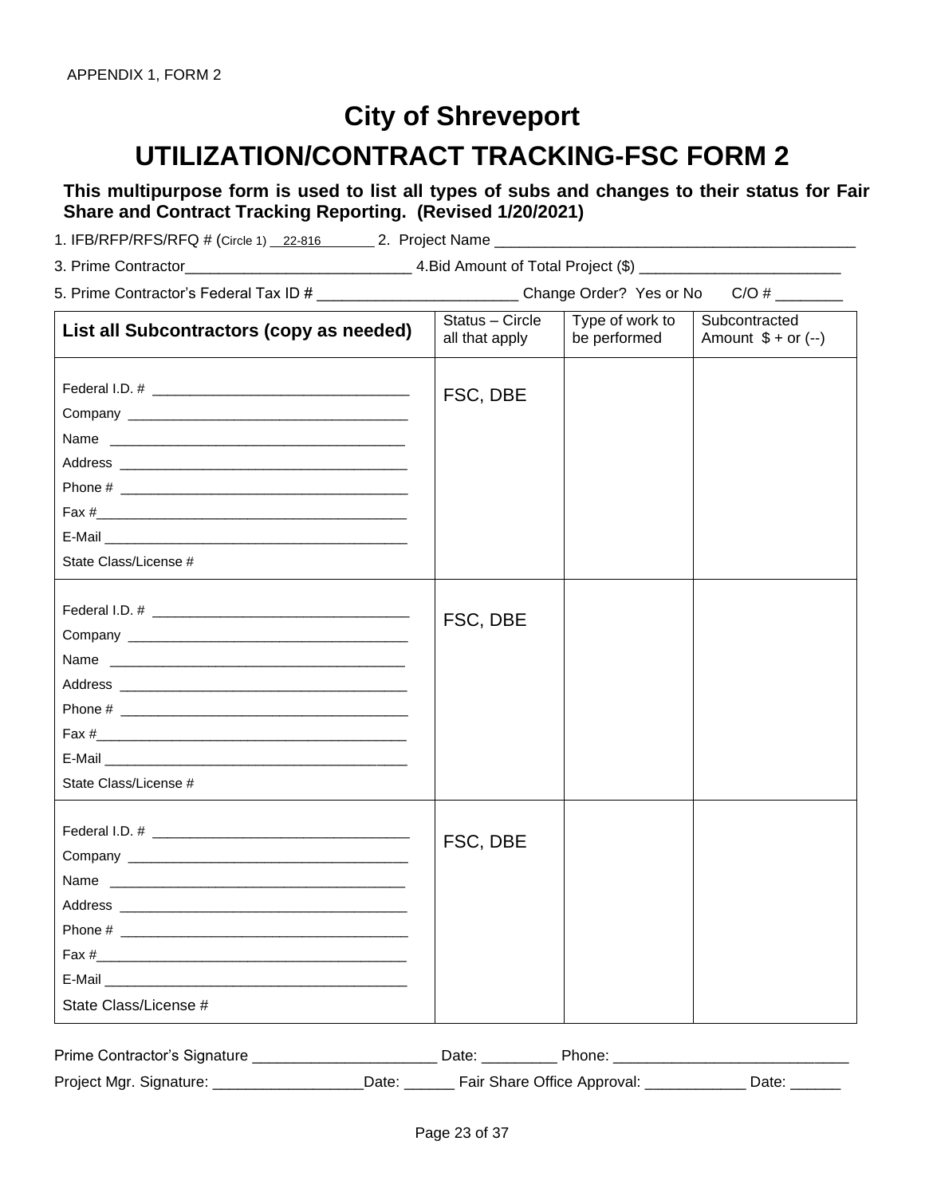APPENDIX 1, FORM 2

# City of Shreveport

# UTILIZATION/CONTRACT TRACKING-FSC FORM 2

**This multipurpose form is used to list all types of subs and changes to their status for Fair Share and Contract Tracking Reporting. (Revised 1/20/2021)**

1. IFB/RFP/RFS/RFQ # (Circle 1) __22-816________ 2. Project Name ____________________________________________

3. Prime Contractor___________________________ 4.Bid Amount of Total Project ($) ________________________

5. Prime Contractor's Federal Tax ID # ________________________ Change Order? Yes or No C/O # ________

| List all Subcontractors (copy as needed) | Status – Circle all that apply | Type of work to be performed | Subcontracted Amount $ + or (--) |
|---|---|---|---|
| Federal I.D. # ________________________________<br>Company ___________________________________<br>Name ______________________________________<br>Address ____________________________________<br>Phone # ____________________________________<br>Fax #______________________________________<br>E-Mail _____________________________________<br>State Class/License # | FSC, DBE | | |
| Federal I.D. # ________________________________<br>Company ___________________________________<br>Name ______________________________________<br>Address ____________________________________<br>Phone # ____________________________________<br>Fax #______________________________________<br>E-Mail _____________________________________<br>State Class/License # | FSC, DBE | | |
| Federal I.D. # ________________________________<br>Company ___________________________________<br>Name ______________________________________<br>Address ____________________________________<br>Phone # ____________________________________<br>Fax #______________________________________<br>E-Mail _____________________________________<br>State Class/License # | FSC, DBE | | |

Prime Contractor's Signature ______________________ Date: _________ Phone: ____________________________

Project Mgr. Signature: _________________Date: ______ Fair Share Office Approval: ____________ Date: ______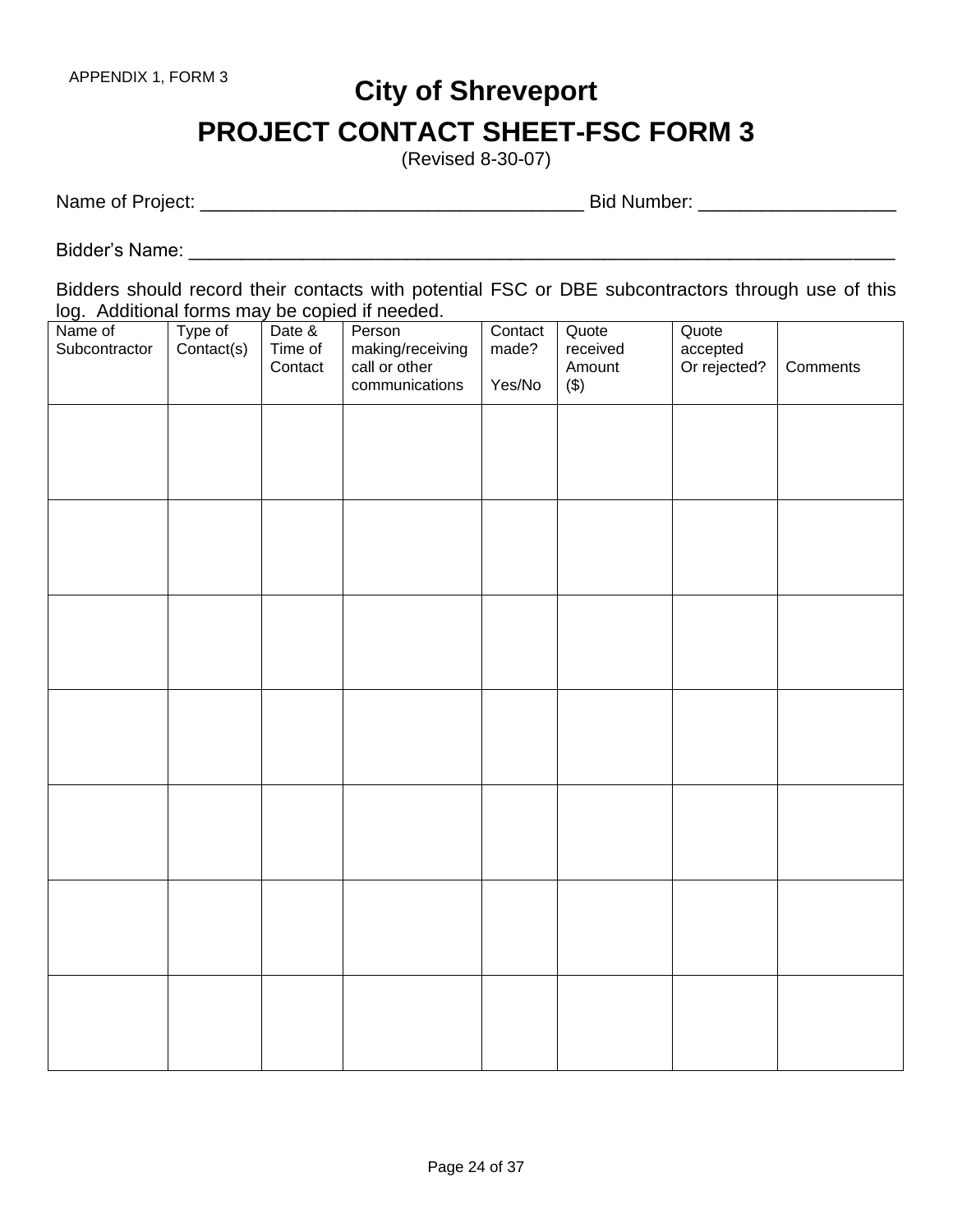APPENDIX 1, FORM 3

# City of Shreveport

# PROJECT CONTACT SHEET-FSC FORM 3

(Revised 8-30-07)

Name of Project: ____________________________________ Bid Number: __________________

Bidder's Name: ____________________________________________________________________

Bidders should record their contacts with potential FSC or DBE subcontractors through use of this log. Additional forms may be copied if needed.

| Name of Subcontractor | Type of Contact(s) | Date & Time of Contact | Person making/receiving call or other communications | Contact made? Yes/No | Quote received Amount ($) | Quote accepted Or rejected? | Comments |
|---|---|---|---|---|---|---|---|
| | | | | | | | |
| | | | | | | | |
| | | | | | | | |
| | | | | | | | |
| | | | | | | | |
| | | | | | | | |
| | | | | | | | |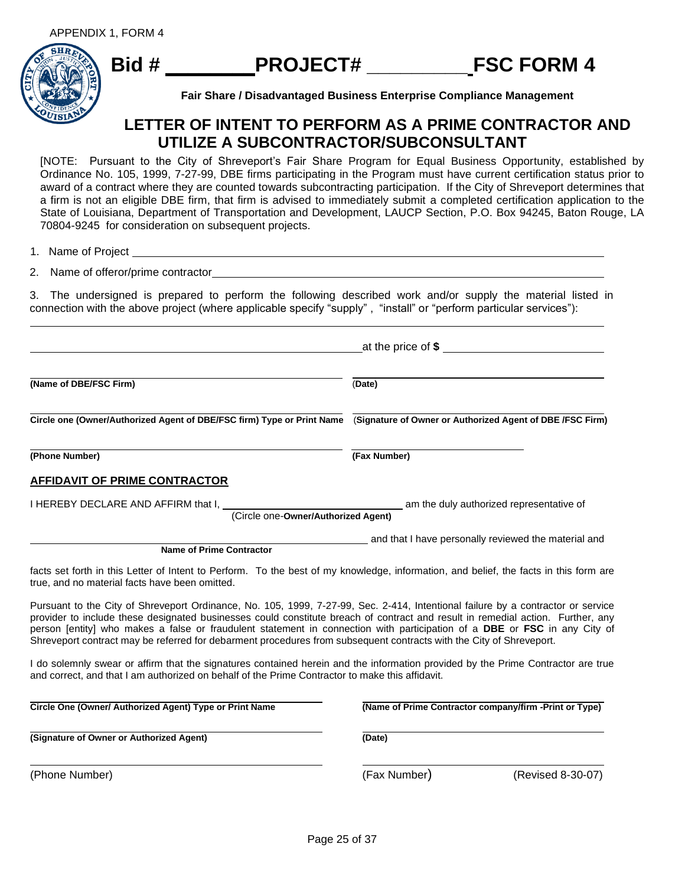APPENDIX 1, FORM 4

# Bid # ________ PROJECT# __________ FSC FORM 4

**Fair Share / Disadvantaged Business Enterprise Compliance Management**

## LETTER OF INTENT TO PERFORM AS A PRIME CONTRACTOR AND UTILIZE A SUBCONTRACTOR/SUBCONSULTANT

[NOTE: Pursuant to the City of Shreveport's Fair Share Program for Equal Business Opportunity, established by Ordinance No. 105, 1999, 7-27-99, DBE firms participating in the Program must have current certification status prior to award of a contract where they are counted towards subcontracting participation. If the City of Shreveport determines that a firm is not an eligible DBE firm, that firm is advised to immediately submit a completed certification application to the State of Louisiana, Department of Transportation and Development, LAUCP Section, P.O. Box 94245, Baton Rouge, LA 70804-9245 for consideration on subsequent projects.

1. Name of Project ______________________________________________

2. Name of offeror/prime contractor ______________________________________________

3. The undersigned is prepared to perform the following described work and/or supply the material listed in connection with the above project (where applicable specify "supply", "install" or "perform particular services"):

______________________________________________

______________________________________________ at the price of **$** ____________________

______________________________ ______________________________
**(Name of DBE/FSC Firm)** (**Date)**

______________________________ ______________________________
**Circle one (Owner/Authorized Agent of DBE/FSC firm) Type or Print Name** (**Signature of Owner or Authorized Agent of DBE /FSC Firm)**

______________________________ ______________________________
**(Phone Number)** **(Fax Number)**

**AFFIDAVIT OF PRIME CONTRACTOR**

I HEREBY DECLARE AND AFFIRM that I, ______________________________ am the duly authorized representative of
(Circle one-**Owner/Authorized Agent)**

______________________________________________ and that I have personally reviewed the material and
**Name of Prime Contractor**

facts set forth in this Letter of Intent to Perform. To the best of my knowledge, information, and belief, the facts in this form are true, and no material facts have been omitted.

Pursuant to the City of Shreveport Ordinance, No. 105, 1999, 7-27-99, Sec. 2-414, Intentional failure by a contractor or service provider to include these designated businesses could constitute breach of contract and result in remedial action. Further, any person [entity] who makes a false or fraudulent statement in connection with participation of a **DBE** or **FSC** in any City of Shreveport contract may be referred for debarment procedures from subsequent contracts with the City of Shreveport.

I do solemnly swear or affirm that the signatures contained herein and the information provided by the Prime Contractor are true and correct, and that I am authorized on behalf of the Prime Contractor to make this affidavit.

______________________________ ______________________________
**Circle One (Owner/ Authorized Agent) Type or Print Name** **(Name of Prime Contractor company/firm -Print or Type)**

______________________________ ______________________________
**(Signature of Owner or Authorized Agent)** **(Date)**

______________________________ ______________________________
(Phone Number) (Fax Number) (Revised 8-30-07)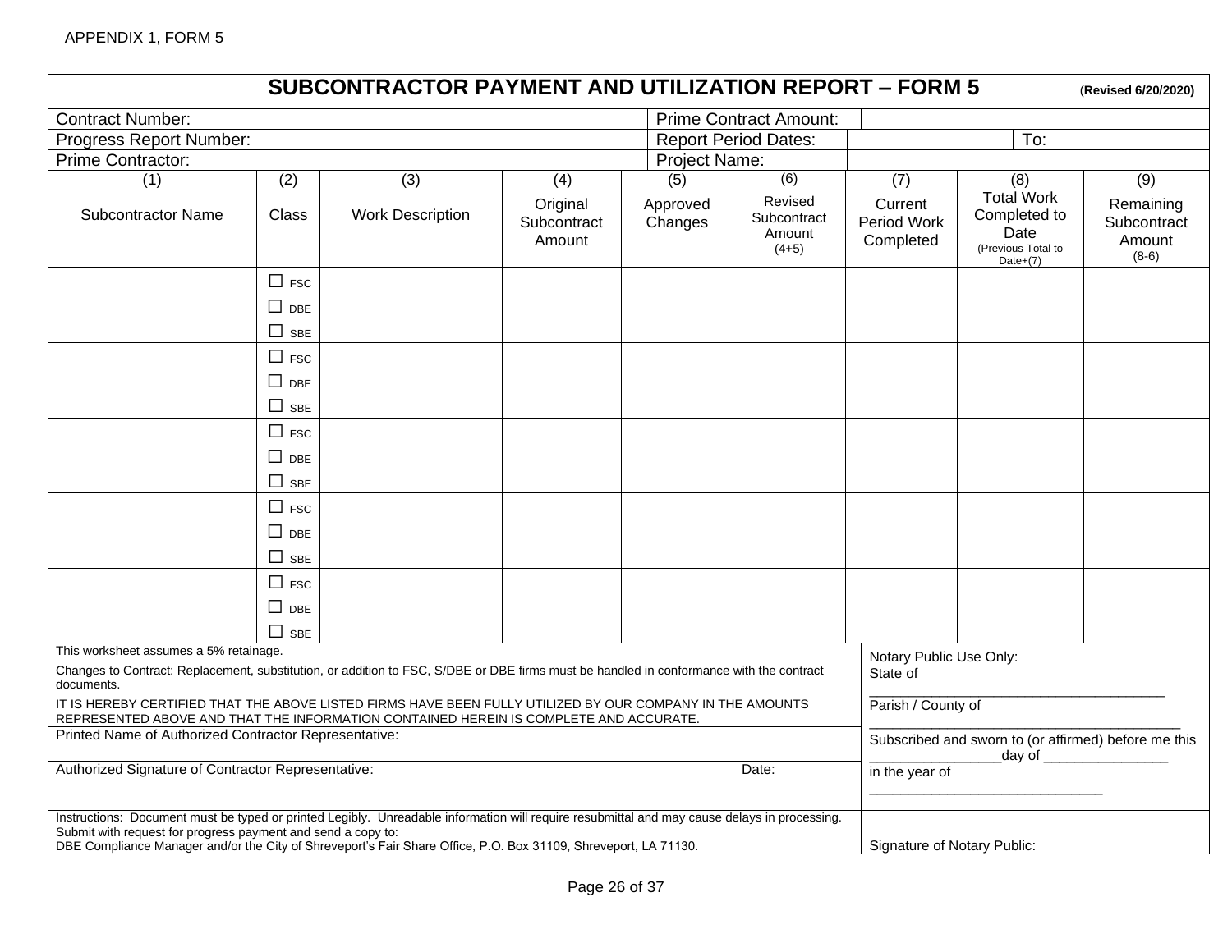APPENDIX 1, FORM 5

# SUBCONTRACTOR PAYMENT AND UTILIZATION REPORT – FORM 5

(**Revised 6/20/2020**)

| Contract Number: | | Prime Contract Amount: | | | |
|---|---|---|---|---|---|
| Progress Report Number: | | Report Period Dates: | | To: | |
| Prime Contractor: | | Project Name: | | | |

| (1) Subcontractor Name | (2) Class | (3) Work Description | (4) Original Subcontract Amount | (5) Approved Changes | (6) Revised Subcontract Amount (4+5) | (7) Current Period Work Completed | (8) Total Work Completed to Date (Previous Total to Date+(7) | (9) Remaining Subcontract Amount (8-6) |
|---|---|---|---|---|---|---|---|---|
| | ☐ FSC ☐ DBE ☐ SBE | | | | | | | |
| | ☐ FSC ☐ DBE ☐ SBE | | | | | | | |
| | ☐ FSC ☐ DBE ☐ SBE | | | | | | | |
| | ☐ FSC ☐ DBE ☐ SBE | | | | | | | |
| | ☐ FSC ☐ DBE ☐ SBE | | | | | | | |

This worksheet assumes a 5% retainage.

Changes to Contract: Replacement, substitution, or addition to FSC, S/DBE or DBE firms must be handled in conformance with the contract documents.

IT IS HEREBY CERTIFIED THAT THE ABOVE LISTED FIRMS HAVE BEEN FULLY UTILIZED BY OUR COMPANY IN THE AMOUNTS REPRESENTED ABOVE AND THAT THE INFORMATION CONTAINED HEREIN IS COMPLETE AND ACCURATE.

Printed Name of Authorized Contractor Representative:

Authorized Signature of Contractor Representative: Date:

Notary Public Use Only:

State of

_______________________________________

Parish / County of

_______________________________________

Subscribed and sworn to (or affirmed) before me this _________________day of ________________

in the year of

______________________________

Instructions: Document must be typed or printed Legibly. Unreadable information will require resubmittal and may cause delays in processing. Submit with request for progress payment and send a copy to:
DBE Compliance Manager and/or the City of Shreveport's Fair Share Office, P.O. Box 31109, Shreveport, LA 71130.

Signature of Notary Public: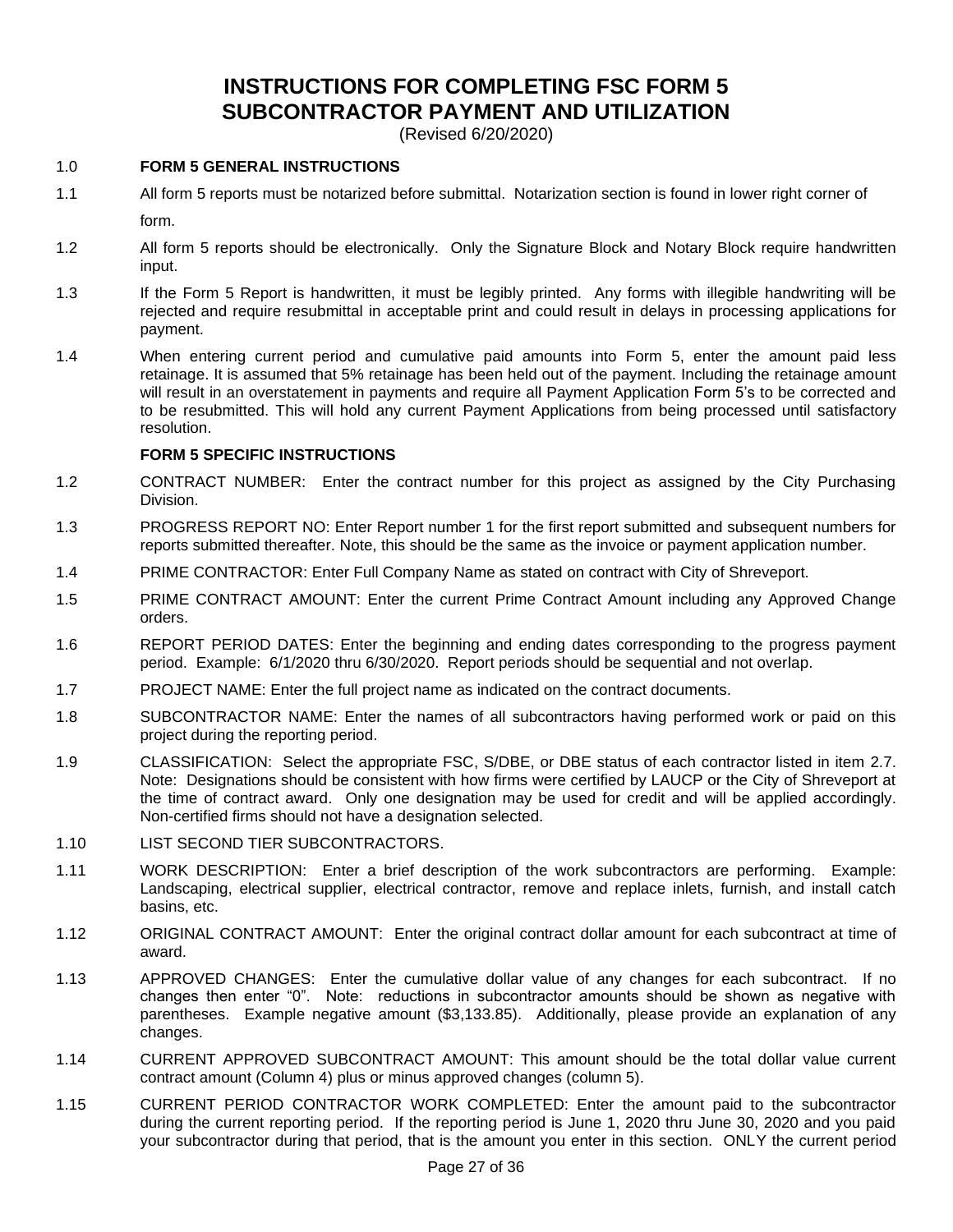# INSTRUCTIONS FOR COMPLETING FSC FORM 5
# SUBCONTRACTOR PAYMENT AND UTILIZATION

(Revised 6/20/2020)

1.0 **FORM 5 GENERAL INSTRUCTIONS**

1.1 All form 5 reports must be notarized before submittal. Notarization section is found in lower right corner of form.

1.2 All form 5 reports should be electronically. Only the Signature Block and Notary Block require handwritten input.

1.3 If the Form 5 Report is handwritten, it must be legibly printed. Any forms with illegible handwriting will be rejected and require resubmittal in acceptable print and could result in delays in processing applications for payment.

1.4 When entering current period and cumulative paid amounts into Form 5, enter the amount paid less retainage. It is assumed that 5% retainage has been held out of the payment. Including the retainage amount will result in an overstatement in payments and require all Payment Application Form 5's to be corrected and to be resubmitted. This will hold any current Payment Applications from being processed until satisfactory resolution.

**FORM 5 SPECIFIC INSTRUCTIONS**

1.2 CONTRACT NUMBER: Enter the contract number for this project as assigned by the City Purchasing Division.

1.3 PROGRESS REPORT NO: Enter Report number 1 for the first report submitted and subsequent numbers for reports submitted thereafter. Note, this should be the same as the invoice or payment application number.

1.4 PRIME CONTRACTOR: Enter Full Company Name as stated on contract with City of Shreveport.

1.5 PRIME CONTRACT AMOUNT: Enter the current Prime Contract Amount including any Approved Change orders.

1.6 REPORT PERIOD DATES: Enter the beginning and ending dates corresponding to the progress payment period. Example: 6/1/2020 thru 6/30/2020. Report periods should be sequential and not overlap.

1.7 PROJECT NAME: Enter the full project name as indicated on the contract documents.

1.8 SUBCONTRACTOR NAME: Enter the names of all subcontractors having performed work or paid on this project during the reporting period.

1.9 CLASSIFICATION: Select the appropriate FSC, S/DBE, or DBE status of each contractor listed in item 2.7. Note: Designations should be consistent with how firms were certified by LAUCP or the City of Shreveport at the time of contract award. Only one designation may be used for credit and will be applied accordingly. Non-certified firms should not have a designation selected.

1.10 LIST SECOND TIER SUBCONTRACTORS.

1.11 WORK DESCRIPTION: Enter a brief description of the work subcontractors are performing. Example: Landscaping, electrical supplier, electrical contractor, remove and replace inlets, furnish, and install catch basins, etc.

1.12 ORIGINAL CONTRACT AMOUNT: Enter the original contract dollar amount for each subcontract at time of award.

1.13 APPROVED CHANGES: Enter the cumulative dollar value of any changes for each subcontract. If no changes then enter "0". Note: reductions in subcontractor amounts should be shown as negative with parentheses. Example negative amount ($3,133.85). Additionally, please provide an explanation of any changes.

1.14 CURRENT APPROVED SUBCONTRACT AMOUNT: This amount should be the total dollar value current contract amount (Column 4) plus or minus approved changes (column 5).

1.15 CURRENT PERIOD CONTRACTOR WORK COMPLETED: Enter the amount paid to the subcontractor during the current reporting period. If the reporting period is June 1, 2020 thru June 30, 2020 and you paid your subcontractor during that period, that is the amount you enter in this section. ONLY the current period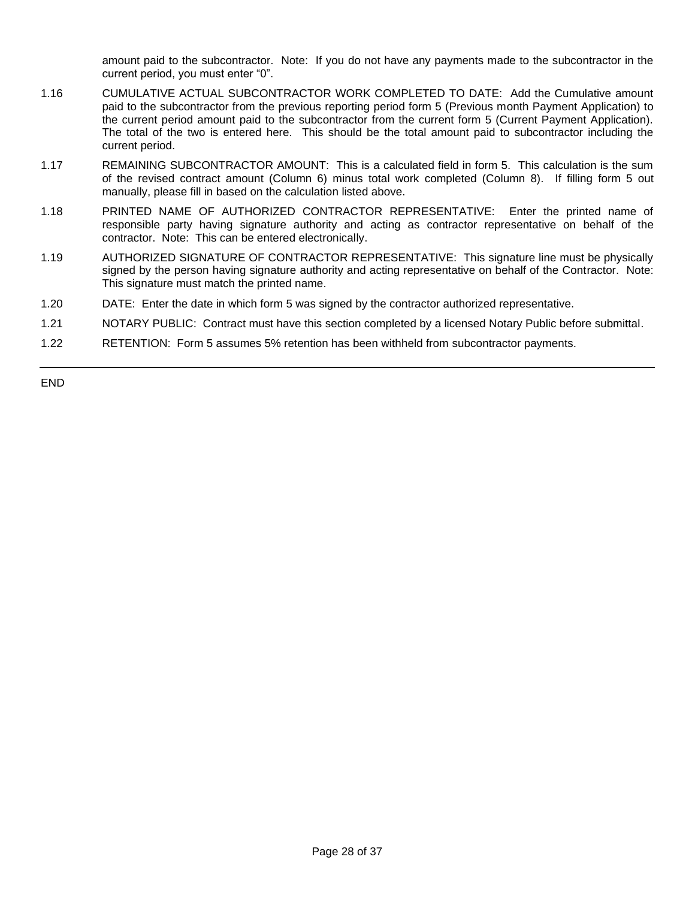amount paid to the subcontractor. Note: If you do not have any payments made to the subcontractor in the current period, you must enter "0".

1.16 CUMULATIVE ACTUAL SUBCONTRACTOR WORK COMPLETED TO DATE: Add the Cumulative amount paid to the subcontractor from the previous reporting period form 5 (Previous month Payment Application) to the current period amount paid to the subcontractor from the current form 5 (Current Payment Application). The total of the two is entered here. This should be the total amount paid to subcontractor including the current period.

1.17 REMAINING SUBCONTRACTOR AMOUNT: This is a calculated field in form 5. This calculation is the sum of the revised contract amount (Column 6) minus total work completed (Column 8). If filling form 5 out manually, please fill in based on the calculation listed above.

1.18 PRINTED NAME OF AUTHORIZED CONTRACTOR REPRESENTATIVE: Enter the printed name of responsible party having signature authority and acting as contractor representative on behalf of the contractor. Note: This can be entered electronically.

1.19 AUTHORIZED SIGNATURE OF CONTRACTOR REPRESENTATIVE: This signature line must be physically signed by the person having signature authority and acting representative on behalf of the Contractor. Note: This signature must match the printed name.

1.20 DATE: Enter the date in which form 5 was signed by the contractor authorized representative.

1.21 NOTARY PUBLIC: Contract must have this section completed by a licensed Notary Public before submittal.

1.22 RETENTION: Form 5 assumes 5% retention has been withheld from subcontractor payments.

---

END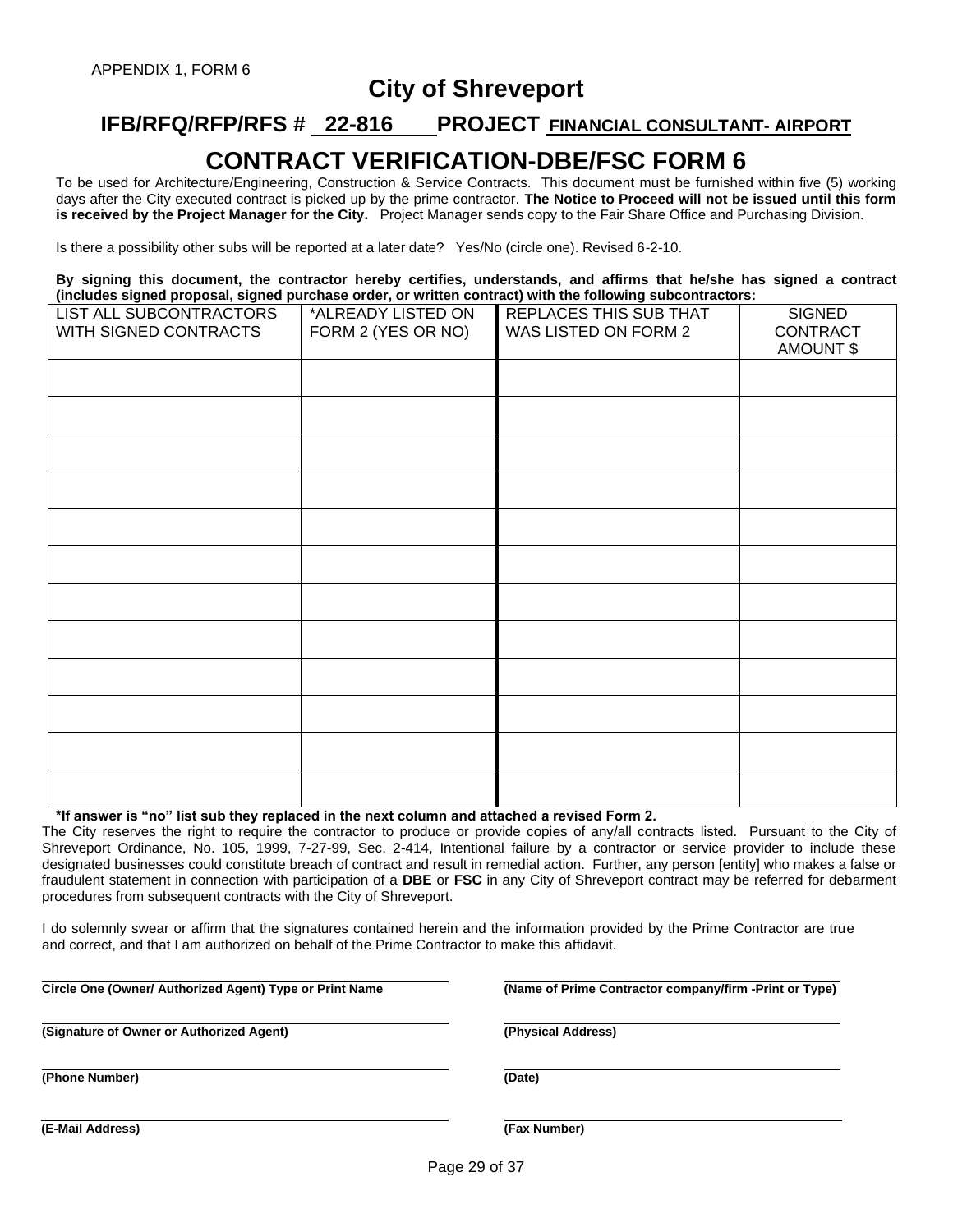APPENDIX 1, FORM 6

# City of Shreveport

## IFB/RFQ/RFP/RFS # 22-816 PROJECT FINANCIAL CONSULTANT- AIRPORT

# CONTRACT VERIFICATION-DBE/FSC FORM 6

To be used for Architecture/Engineering, Construction & Service Contracts. This document must be furnished within five (5) working days after the City executed contract is picked up by the prime contractor. **The Notice to Proceed will not be issued until this form is received by the Project Manager for the City.** Project Manager sends copy to the Fair Share Office and Purchasing Division.

Is there a possibility other subs will be reported at a later date? Yes/No (circle one). Revised 6-2-10.

**By signing this document, the contractor hereby certifies, understands, and affirms that he/she has signed a contract (includes signed proposal, signed purchase order, or written contract) with the following subcontractors:**

| LIST ALL SUBCONTRACTORS WITH SIGNED CONTRACTS | *ALREADY LISTED ON FORM 2 (YES OR NO) | REPLACES THIS SUB THAT WAS LISTED ON FORM 2 | SIGNED CONTRACT AMOUNT $ |
|---|---|---|---|
| | | | |
| | | | |
| | | | |
| | | | |
| | | | |
| | | | |
| | | | |
| | | | |
| | | | |
| | | | |
| | | | |
| | | | |

**\*If answer is "no" list sub they replaced in the next column and attached a revised Form 2.**

The City reserves the right to require the contractor to produce or provide copies of any/all contracts listed. Pursuant to the City of Shreveport Ordinance, No. 105, 1999, 7-27-99, Sec. 2-414, Intentional failure by a contractor or service provider to include these designated businesses could constitute breach of contract and result in remedial action. Further, any person [entity] who makes a false or fraudulent statement in connection with participation of a **DBE** or **FSC** in any City of Shreveport contract may be referred for debarment procedures from subsequent contracts with the City of Shreveport.

I do solemnly swear or affirm that the signatures contained herein and the information provided by the Prime Contractor are true and correct, and that I am authorized on behalf of the Prime Contractor to make this affidavit.

______________________________
**Circle One (Owner/ Authorized Agent) Type or Print Name**

______________________________
**(Name of Prime Contractor company/firm -Print or Type)**

______________________________
**(Signature of Owner or Authorized Agent)**

______________________________
**(Physical Address)**

______________________________
**(Phone Number)**

______________________________
**(Date)**

______________________________
**(E-Mail Address)**

______________________________
**(Fax Number)**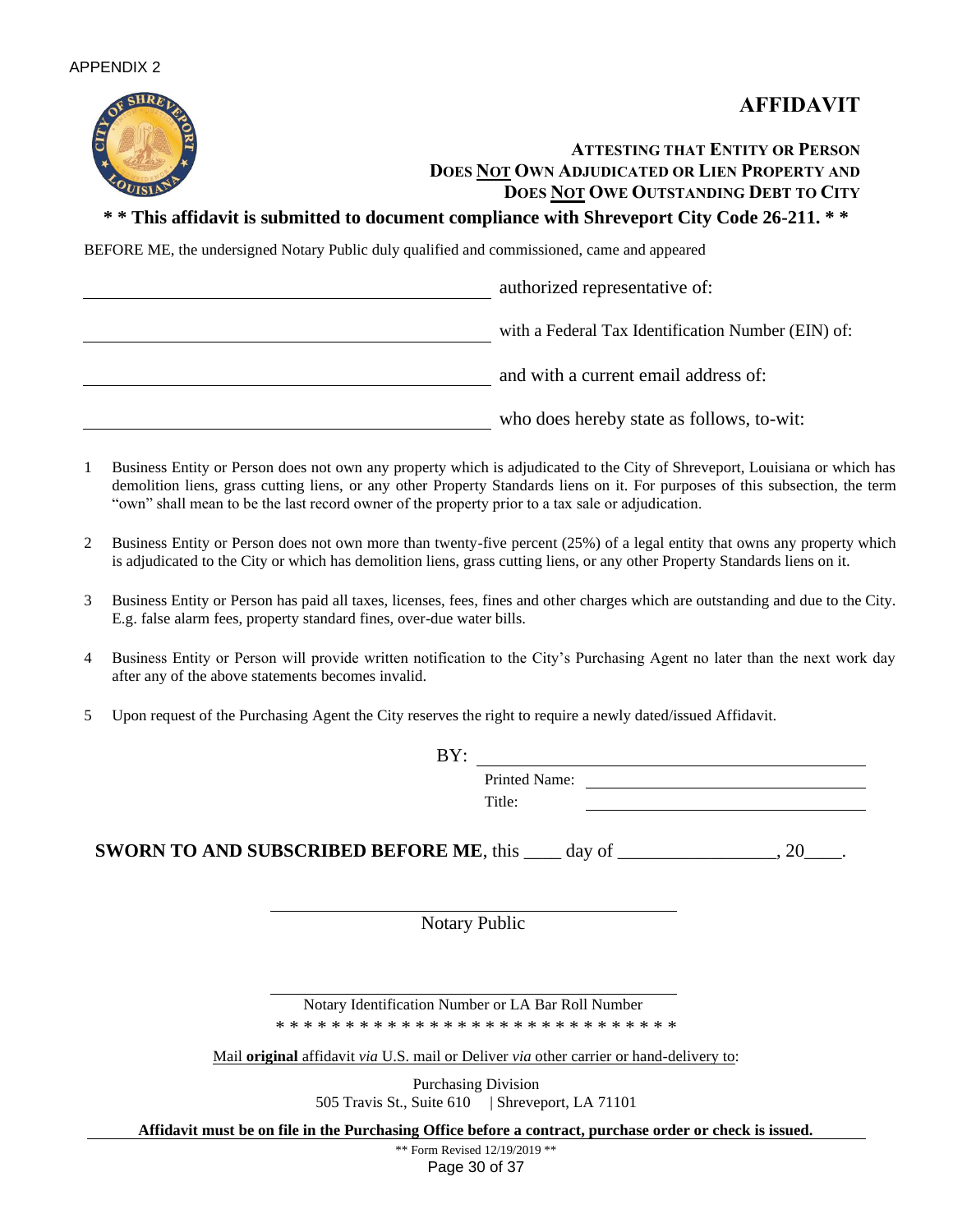APPENDIX 2

# AFFIDAVIT

### ATTESTING THAT ENTITY OR PERSON DOES NOT OWN ADJUDICATED OR LIEN PROPERTY AND DOES NOT OWE OUTSTANDING DEBT TO CITY

**\* \* This affidavit is submitted to document compliance with Shreveport City Code 26-211. \* \***

BEFORE ME, the undersigned Notary Public duly qualified and commissioned, came and appeared

______________________________________ authorized representative of:

______________________________________ with a Federal Tax Identification Number (EIN) of:

______________________________________ and with a current email address of:

______________________________________ who does hereby state as follows, to-wit:

1. Business Entity or Person does not own any property which is adjudicated to the City of Shreveport, Louisiana or which has demolition liens, grass cutting liens, or any other Property Standards liens on it. For purposes of this subsection, the term "own" shall mean to be the last record owner of the property prior to a tax sale or adjudication.

2. Business Entity or Person does not own more than twenty-five percent (25%) of a legal entity that owns any property which is adjudicated to the City or which has demolition liens, grass cutting liens, or any other Property Standards liens on it.

3. Business Entity or Person has paid all taxes, licenses, fees, fines and other charges which are outstanding and due to the City. E.g. false alarm fees, property standard fines, over-due water bills.

4. Business Entity or Person will provide written notification to the City's Purchasing Agent no later than the next work day after any of the above statements becomes invalid.

5. Upon request of the Purchasing Agent the City reserves the right to require a newly dated/issued Affidavit.

BY: ______________________________________

Printed Name: ______________________________

Title: ______________________________

**SWORN TO AND SUBSCRIBED BEFORE ME**, this ____ day of ________________, 20____.

______________________________________
Notary Public

______________________________________
Notary Identification Number or LA Bar Roll Number

\* \* \* \* \* \* \* \* \* \* \* \* \* \* \* \* \* \* \* \* \* \* \* \* \* \* \* \* \*

Mail **original** affidavit *via* U.S. mail or Deliver *via* other carrier or hand-delivery to:

Purchasing Division
505 Travis St., Suite 610 | Shreveport, LA 71101

**Affidavit must be on file in the Purchasing Office before a contract, purchase order or check is issued.**

\*\* Form Revised 12/19/2019 \*\*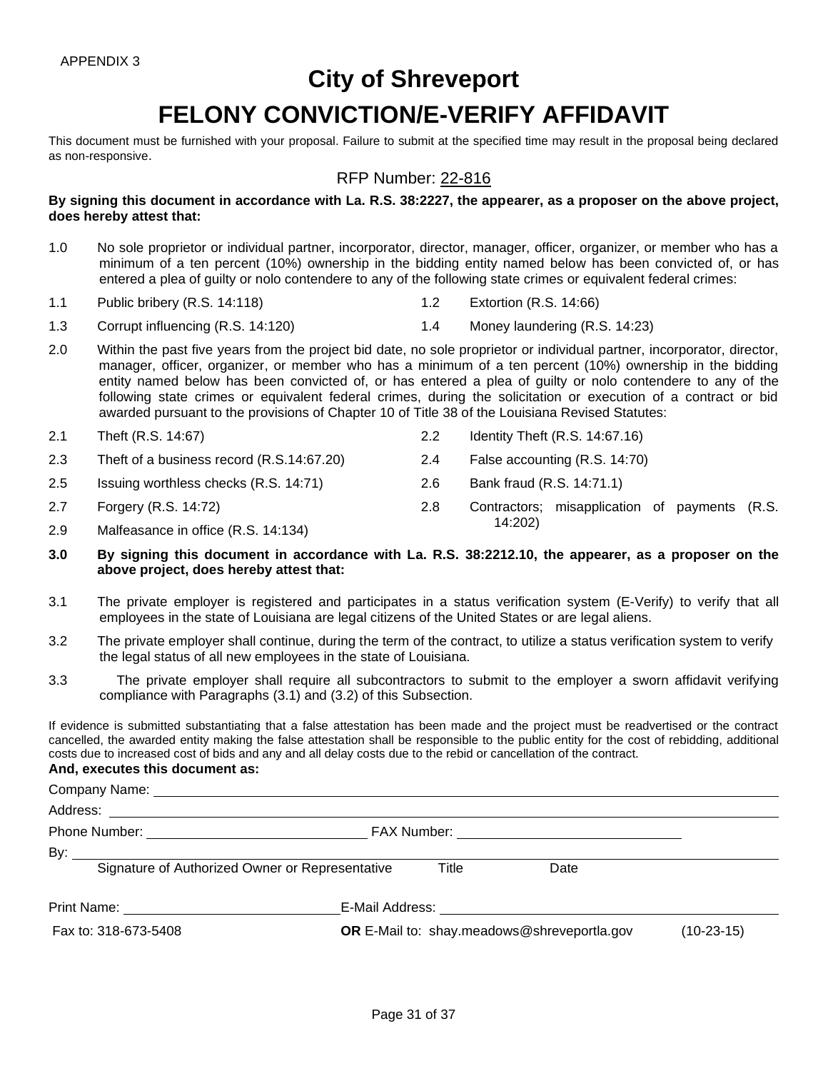APPENDIX 3

# City of Shreveport

# FELONY CONVICTION/E-VERIFY AFFIDAVIT

This document must be furnished with your proposal. Failure to submit at the specified time may result in the proposal being declared as non-responsive.

RFP Number: 22-816

**By signing this document in accordance with La. R.S. 38:2227, the appearer, as a proposer on the above project, does hereby attest that:**

1.0 No sole proprietor or individual partner, incorporator, director, manager, officer, organizer, or member who has a minimum of a ten percent (10%) ownership in the bidding entity named below has been convicted of, or has entered a plea of guilty or nolo contendere to any of the following state crimes or equivalent federal crimes:

1.1 Public bribery (R.S. 14:118)

1.2 Extortion (R.S. 14:66)

1.3 Corrupt influencing (R.S. 14:120)

1.4 Money laundering (R.S. 14:23)

2.0 Within the past five years from the project bid date, no sole proprietor or individual partner, incorporator, director, manager, officer, organizer, or member who has a minimum of a ten percent (10%) ownership in the bidding entity named below has been convicted of, or has entered a plea of guilty or nolo contendere to any of the following state crimes or equivalent federal crimes, during the solicitation or execution of a contract or bid awarded pursuant to the provisions of Chapter 10 of Title 38 of the Louisiana Revised Statutes:

2.1 Theft (R.S. 14:67)

2.2 Identity Theft (R.S. 14:67.16)

2.3 Theft of a business record (R.S.14:67.20)

2.4 False accounting (R.S. 14:70)

2.5 Issuing worthless checks (R.S. 14:71)

2.6 Bank fraud (R.S. 14:71.1)

2.7 Forgery (R.S. 14:72)

2.8 Contractors; misapplication of payments (R.S. 14:202)

2.9 Malfeasance in office (R.S. 14:134)

**3.0 By signing this document in accordance with La. R.S. 38:2212.10, the appearer, as a proposer on the above project, does hereby attest that:**

3.1 The private employer is registered and participates in a status verification system (E-Verify) to verify that all employees in the state of Louisiana are legal citizens of the United States or are legal aliens.

3.2 The private employer shall continue, during the term of the contract, to utilize a status verification system to verify the legal status of all new employees in the state of Louisiana.

3.3 The private employer shall require all subcontractors to submit to the employer a sworn affidavit verifying compliance with Paragraphs (3.1) and (3.2) of this Subsection.

If evidence is submitted substantiating that a false attestation has been made and the project must be readvertised or the contract cancelled, the awarded entity making the false attestation shall be responsible to the public entity for the cost of rebidding, additional costs due to increased cost of bids and any and all delay costs due to the rebid or cancellation of the contract.

**And, executes this document as:**

Company Name: ____________________________________________

Address: ____________________________________________

Phone Number: ______________________ FAX Number: ______________________

By: ____________________________________________

Signature of Authorized Owner or Representative    Title    Date

Print Name: ______________________ E-Mail Address: ______________________

Fax to: 318-673-5408    **OR** E-Mail to: shay.meadows@shreveportla.gov    (10-23-15)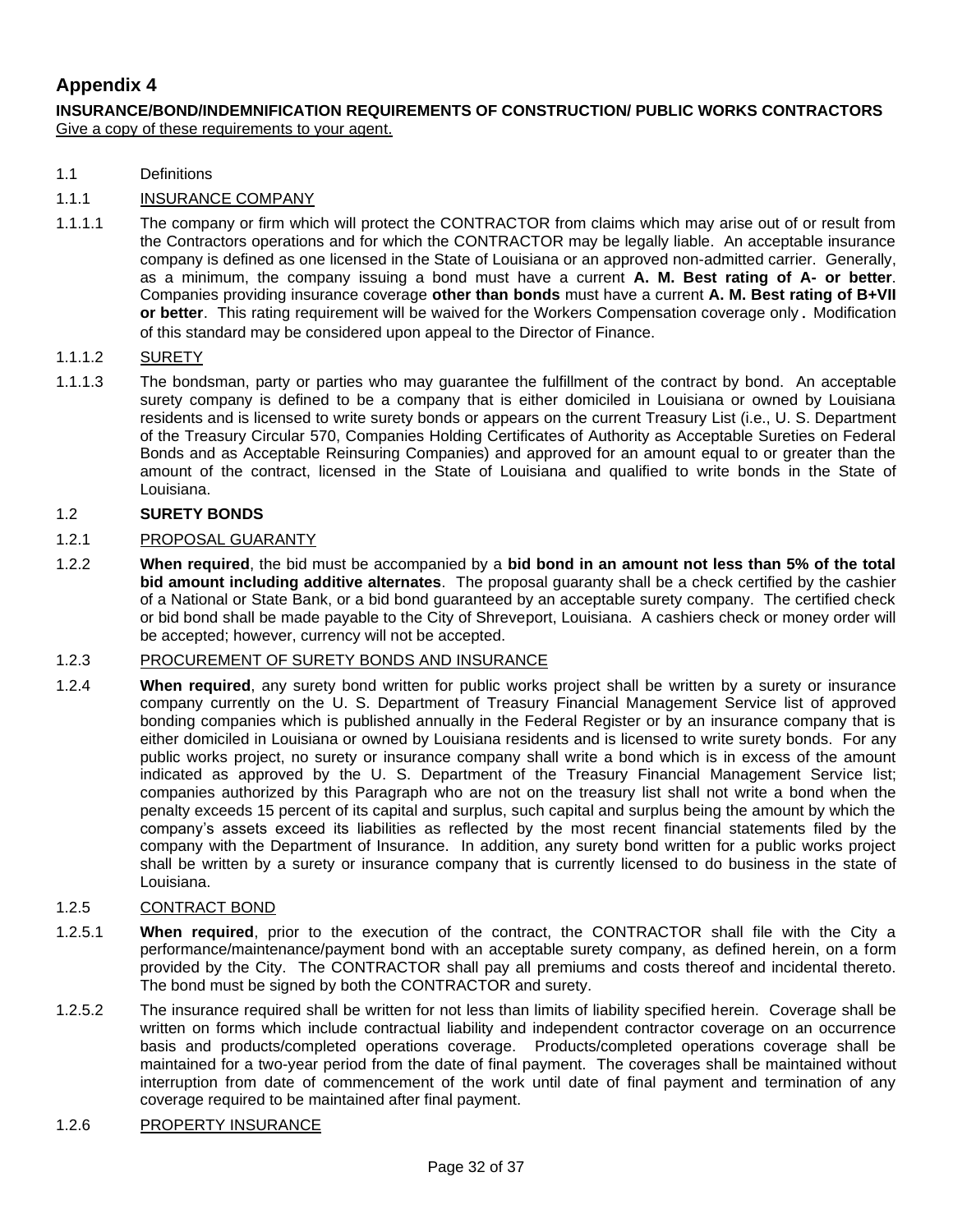## Appendix 4

**INSURANCE/BOND/INDEMNIFICATION REQUIREMENTS OF CONSTRUCTION/ PUBLIC WORKS CONTRACTORS**
Give a copy of these requirements to your agent.

1.1 Definitions

1.1.1 INSURANCE COMPANY

1.1.1.1 The company or firm which will protect the CONTRACTOR from claims which may arise out of or result from the Contractors operations and for which the CONTRACTOR may be legally liable. An acceptable insurance company is defined as one licensed in the State of Louisiana or an approved non-admitted carrier. Generally, as a minimum, the company issuing a bond must have a current **A. M. Best rating of A- or better**. Companies providing insurance coverage **other than bonds** must have a current **A. M. Best rating of B+VII or better**. This rating requirement will be waived for the Workers Compensation coverage only. Modification of this standard may be considered upon appeal to the Director of Finance.

1.1.1.2 SURETY

1.1.1.3 The bondsman, party or parties who may guarantee the fulfillment of the contract by bond. An acceptable surety company is defined to be a company that is either domiciled in Louisiana or owned by Louisiana residents and is licensed to write surety bonds or appears on the current Treasury List (i.e., U. S. Department of the Treasury Circular 570, Companies Holding Certificates of Authority as Acceptable Sureties on Federal Bonds and as Acceptable Reinsuring Companies) and approved for an amount equal to or greater than the amount of the contract, licensed in the State of Louisiana and qualified to write bonds in the State of Louisiana.

1.2 **SURETY BONDS**

1.2.1 PROPOSAL GUARANTY

1.2.2 **When required**, the bid must be accompanied by a **bid bond in an amount not less than 5% of the total bid amount including additive alternates**. The proposal guaranty shall be a check certified by the cashier of a National or State Bank, or a bid bond guaranteed by an acceptable surety company. The certified check or bid bond shall be made payable to the City of Shreveport, Louisiana. A cashiers check or money order will be accepted; however, currency will not be accepted.

1.2.3 PROCUREMENT OF SURETY BONDS AND INSURANCE

1.2.4 **When required**, any surety bond written for public works project shall be written by a surety or insurance company currently on the U. S. Department of Treasury Financial Management Service list of approved bonding companies which is published annually in the Federal Register or by an insurance company that is either domiciled in Louisiana or owned by Louisiana residents and is licensed to write surety bonds. For any public works project, no surety or insurance company shall write a bond which is in excess of the amount indicated as approved by the U. S. Department of the Treasury Financial Management Service list; companies authorized by this Paragraph who are not on the treasury list shall not write a bond when the penalty exceeds 15 percent of its capital and surplus, such capital and surplus being the amount by which the company's assets exceed its liabilities as reflected by the most recent financial statements filed by the company with the Department of Insurance. In addition, any surety bond written for a public works project shall be written by a surety or insurance company that is currently licensed to do business in the state of Louisiana.

1.2.5 CONTRACT BOND

1.2.5.1 **When required**, prior to the execution of the contract, the CONTRACTOR shall file with the City a performance/maintenance/payment bond with an acceptable surety company, as defined herein, on a form provided by the City. The CONTRACTOR shall pay all premiums and costs thereof and incidental thereto. The bond must be signed by both the CONTRACTOR and surety.

1.2.5.2 The insurance required shall be written for not less than limits of liability specified herein. Coverage shall be written on forms which include contractual liability and independent contractor coverage on an occurrence basis and products/completed operations coverage. Products/completed operations coverage shall be maintained for a two-year period from the date of final payment. The coverages shall be maintained without interruption from date of commencement of the work until date of final payment and termination of any coverage required to be maintained after final payment.

1.2.6 PROPERTY INSURANCE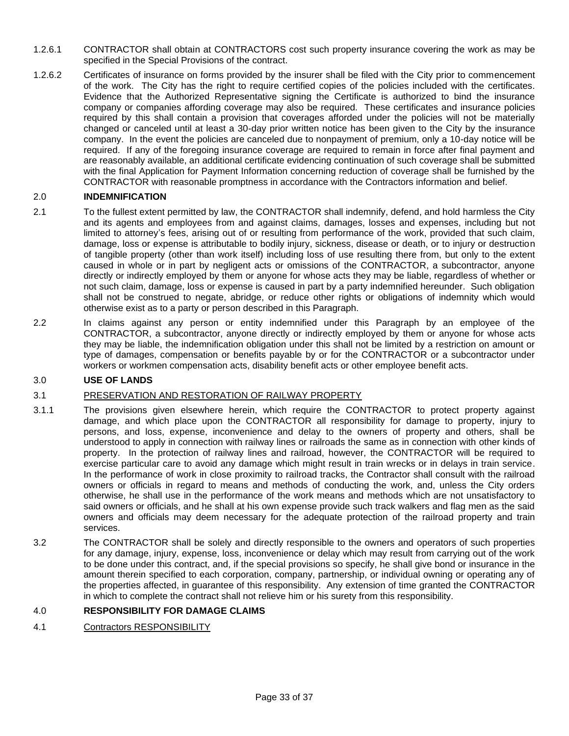1.2.6.1 CONTRACTOR shall obtain at CONTRACTORS cost such property insurance covering the work as may be specified in the Special Provisions of the contract.

1.2.6.2 Certificates of insurance on forms provided by the insurer shall be filed with the City prior to commencement of the work. The City has the right to require certified copies of the policies included with the certificates. Evidence that the Authorized Representative signing the Certificate is authorized to bind the insurance company or companies affording coverage may also be required. These certificates and insurance policies required by this shall contain a provision that coverages afforded under the policies will not be materially changed or canceled until at least a 30-day prior written notice has been given to the City by the insurance company. In the event the policies are canceled due to nonpayment of premium, only a 10-day notice will be required. If any of the foregoing insurance coverage are required to remain in force after final payment and are reasonably available, an additional certificate evidencing continuation of such coverage shall be submitted with the final Application for Payment Information concerning reduction of coverage shall be furnished by the CONTRACTOR with reasonable promptness in accordance with the Contractors information and belief.

## 2.0 INDEMNIFICATION

2.1 To the fullest extent permitted by law, the CONTRACTOR shall indemnify, defend, and hold harmless the City and its agents and employees from and against claims, damages, losses and expenses, including but not limited to attorney's fees, arising out of or resulting from performance of the work, provided that such claim, damage, loss or expense is attributable to bodily injury, sickness, disease or death, or to injury or destruction of tangible property (other than work itself) including loss of use resulting there from, but only to the extent caused in whole or in part by negligent acts or omissions of the CONTRACTOR, a subcontractor, anyone directly or indirectly employed by them or anyone for whose acts they may be liable, regardless of whether or not such claim, damage, loss or expense is caused in part by a party indemnified hereunder. Such obligation shall not be construed to negate, abridge, or reduce other rights or obligations of indemnity which would otherwise exist as to a party or person described in this Paragraph.

2.2 In claims against any person or entity indemnified under this Paragraph by an employee of the CONTRACTOR, a subcontractor, anyone directly or indirectly employed by them or anyone for whose acts they may be liable, the indemnification obligation under this shall not be limited by a restriction on amount or type of damages, compensation or benefits payable by or for the CONTRACTOR or a subcontractor under workers or workmen compensation acts, disability benefit acts or other employee benefit acts.

## 3.0 USE OF LANDS

3.1 PRESERVATION AND RESTORATION OF RAILWAY PROPERTY

3.1.1 The provisions given elsewhere herein, which require the CONTRACTOR to protect property against damage, and which place upon the CONTRACTOR all responsibility for damage to property, injury to persons, and loss, expense, inconvenience and delay to the owners of property and others, shall be understood to apply in connection with railway lines or railroads the same as in connection with other kinds of property. In the protection of railway lines and railroad, however, the CONTRACTOR will be required to exercise particular care to avoid any damage which might result in train wrecks or in delays in train service. In the performance of work in close proximity to railroad tracks, the Contractor shall consult with the railroad owners or officials in regard to means and methods of conducting the work, and, unless the City orders otherwise, he shall use in the performance of the work means and methods which are not unsatisfactory to said owners or officials, and he shall at his own expense provide such track walkers and flag men as the said owners and officials may deem necessary for the adequate protection of the railroad property and train services.

3.2 The CONTRACTOR shall be solely and directly responsible to the owners and operators of such properties for any damage, injury, expense, loss, inconvenience or delay which may result from carrying out of the work to be done under this contract, and, if the special provisions so specify, he shall give bond or insurance in the amount therein specified to each corporation, company, partnership, or individual owning or operating any of the properties affected, in guarantee of this responsibility. Any extension of time granted the CONTRACTOR in which to complete the contract shall not relieve him or his surety from this responsibility.

## 4.0 RESPONSIBILITY FOR DAMAGE CLAIMS

4.1 Contractors RESPONSIBILITY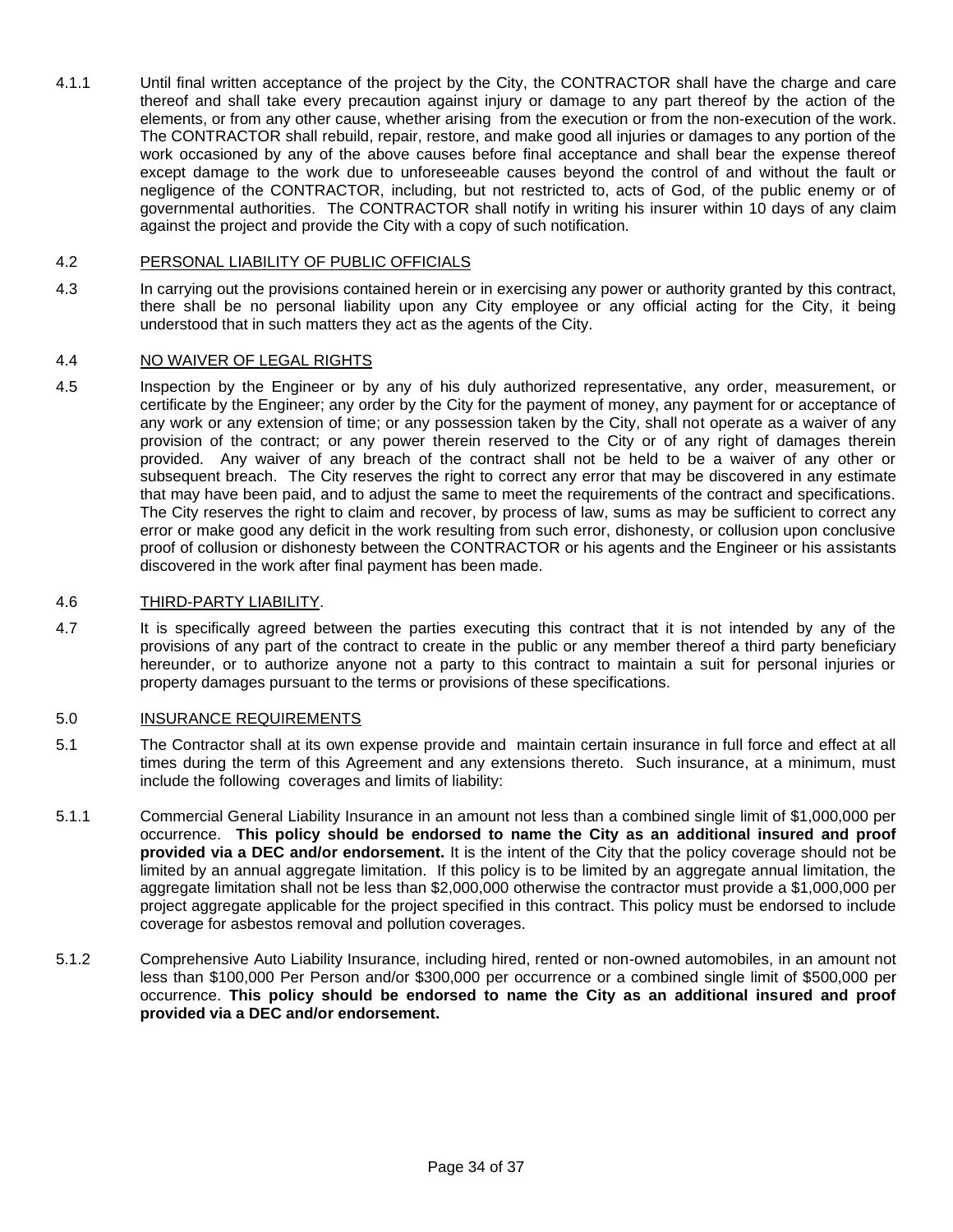4.1.1 Until final written acceptance of the project by the City, the CONTRACTOR shall have the charge and care thereof and shall take every precaution against injury or damage to any part thereof by the action of the elements, or from any other cause, whether arising from the execution or from the non-execution of the work. The CONTRACTOR shall rebuild, repair, restore, and make good all injuries or damages to any portion of the work occasioned by any of the above causes before final acceptance and shall bear the expense thereof except damage to the work due to unforeseeable causes beyond the control of and without the fault or negligence of the CONTRACTOR, including, but not restricted to, acts of God, of the public enemy or of governmental authorities. The CONTRACTOR shall notify in writing his insurer within 10 days of any claim against the project and provide the City with a copy of such notification.

4.2 PERSONAL LIABILITY OF PUBLIC OFFICIALS

4.3 In carrying out the provisions contained herein or in exercising any power or authority granted by this contract, there shall be no personal liability upon any City employee or any official acting for the City, it being understood that in such matters they act as the agents of the City.

4.4 NO WAIVER OF LEGAL RIGHTS

4.5 Inspection by the Engineer or by any of his duly authorized representative, any order, measurement, or certificate by the Engineer; any order by the City for the payment of money, any payment for or acceptance of any work or any extension of time; or any possession taken by the City, shall not operate as a waiver of any provision of the contract; or any power therein reserved to the City or of any right of damages therein provided. Any waiver of any breach of the contract shall not be held to be a waiver of any other or subsequent breach. The City reserves the right to correct any error that may be discovered in any estimate that may have been paid, and to adjust the same to meet the requirements of the contract and specifications. The City reserves the right to claim and recover, by process of law, sums as may be sufficient to correct any error or make good any deficit in the work resulting from such error, dishonesty, or collusion upon conclusive proof of collusion or dishonesty between the CONTRACTOR or his agents and the Engineer or his assistants discovered in the work after final payment has been made.

4.6 THIRD-PARTY LIABILITY.

4.7 It is specifically agreed between the parties executing this contract that it is not intended by any of the provisions of any part of the contract to create in the public or any member thereof a third party beneficiary hereunder, or to authorize anyone not a party to this contract to maintain a suit for personal injuries or property damages pursuant to the terms or provisions of these specifications.

5.0 INSURANCE REQUIREMENTS

5.1 The Contractor shall at its own expense provide and maintain certain insurance in full force and effect at all times during the term of this Agreement and any extensions thereto. Such insurance, at a minimum, must include the following coverages and limits of liability:

5.1.1 Commercial General Liability Insurance in an amount not less than a combined single limit of $1,000,000 per occurrence. **This policy should be endorsed to name the City as an additional insured and proof provided via a DEC and/or endorsement.** It is the intent of the City that the policy coverage should not be limited by an annual aggregate limitation. If this policy is to be limited by an aggregate annual limitation, the aggregate limitation shall not be less than $2,000,000 otherwise the contractor must provide a $1,000,000 per project aggregate applicable for the project specified in this contract. This policy must be endorsed to include coverage for asbestos removal and pollution coverages.

5.1.2 Comprehensive Auto Liability Insurance, including hired, rented or non-owned automobiles, in an amount not less than $100,000 Per Person and/or $300,000 per occurrence or a combined single limit of $500,000 per occurrence. **This policy should be endorsed to name the City as an additional insured and proof provided via a DEC and/or endorsement.**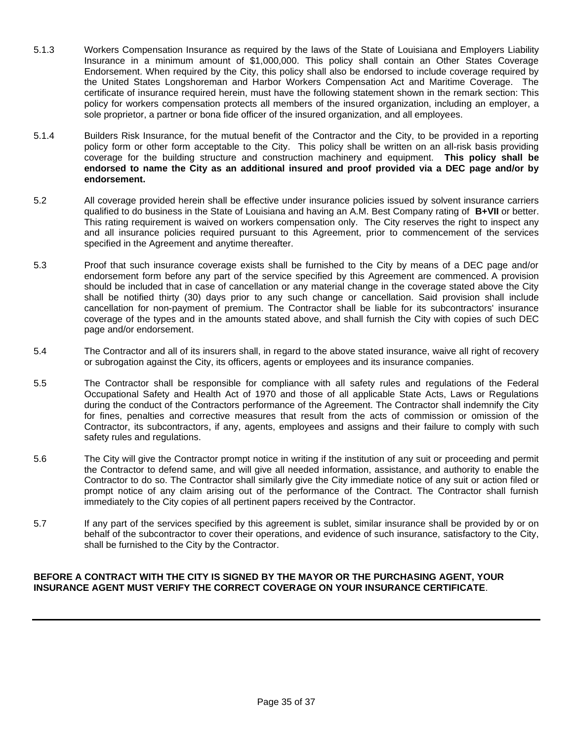5.1.3 Workers Compensation Insurance as required by the laws of the State of Louisiana and Employers Liability Insurance in a minimum amount of $1,000,000. This policy shall contain an Other States Coverage Endorsement. When required by the City, this policy shall also be endorsed to include coverage required by the United States Longshoreman and Harbor Workers Compensation Act and Maritime Coverage. The certificate of insurance required herein, must have the following statement shown in the remark section: This policy for workers compensation protects all members of the insured organization, including an employer, a sole proprietor, a partner or bona fide officer of the insured organization, and all employees.

5.1.4 Builders Risk Insurance, for the mutual benefit of the Contractor and the City, to be provided in a reporting policy form or other form acceptable to the City. This policy shall be written on an all-risk basis providing coverage for the building structure and construction machinery and equipment. **This policy shall be endorsed to name the City as an additional insured and proof provided via a DEC page and/or by endorsement.**

5.2 All coverage provided herein shall be effective under insurance policies issued by solvent insurance carriers qualified to do business in the State of Louisiana and having an A.M. Best Company rating of **B+VII** or better. This rating requirement is waived on workers compensation only. The City reserves the right to inspect any and all insurance policies required pursuant to this Agreement, prior to commencement of the services specified in the Agreement and anytime thereafter.

5.3 Proof that such insurance coverage exists shall be furnished to the City by means of a DEC page and/or endorsement form before any part of the service specified by this Agreement are commenced. A provision should be included that in case of cancellation or any material change in the coverage stated above the City shall be notified thirty (30) days prior to any such change or cancellation. Said provision shall include cancellation for non-payment of premium. The Contractor shall be liable for its subcontractors' insurance coverage of the types and in the amounts stated above, and shall furnish the City with copies of such DEC page and/or endorsement.

5.4 The Contractor and all of its insurers shall, in regard to the above stated insurance, waive all right of recovery or subrogation against the City, its officers, agents or employees and its insurance companies.

5.5 The Contractor shall be responsible for compliance with all safety rules and regulations of the Federal Occupational Safety and Health Act of 1970 and those of all applicable State Acts, Laws or Regulations during the conduct of the Contractors performance of the Agreement. The Contractor shall indemnify the City for fines, penalties and corrective measures that result from the acts of commission or omission of the Contractor, its subcontractors, if any, agents, employees and assigns and their failure to comply with such safety rules and regulations.

5.6 The City will give the Contractor prompt notice in writing if the institution of any suit or proceeding and permit the Contractor to defend same, and will give all needed information, assistance, and authority to enable the Contractor to do so. The Contractor shall similarly give the City immediate notice of any suit or action filed or prompt notice of any claim arising out of the performance of the Contract. The Contractor shall furnish immediately to the City copies of all pertinent papers received by the Contractor.

5.7 If any part of the services specified by this agreement is sublet, similar insurance shall be provided by or on behalf of the subcontractor to cover their operations, and evidence of such insurance, satisfactory to the City, shall be furnished to the City by the Contractor.

**BEFORE A CONTRACT WITH THE CITY IS SIGNED BY THE MAYOR OR THE PURCHASING AGENT, YOUR INSURANCE AGENT MUST VERIFY THE CORRECT COVERAGE ON YOUR INSURANCE CERTIFICATE**.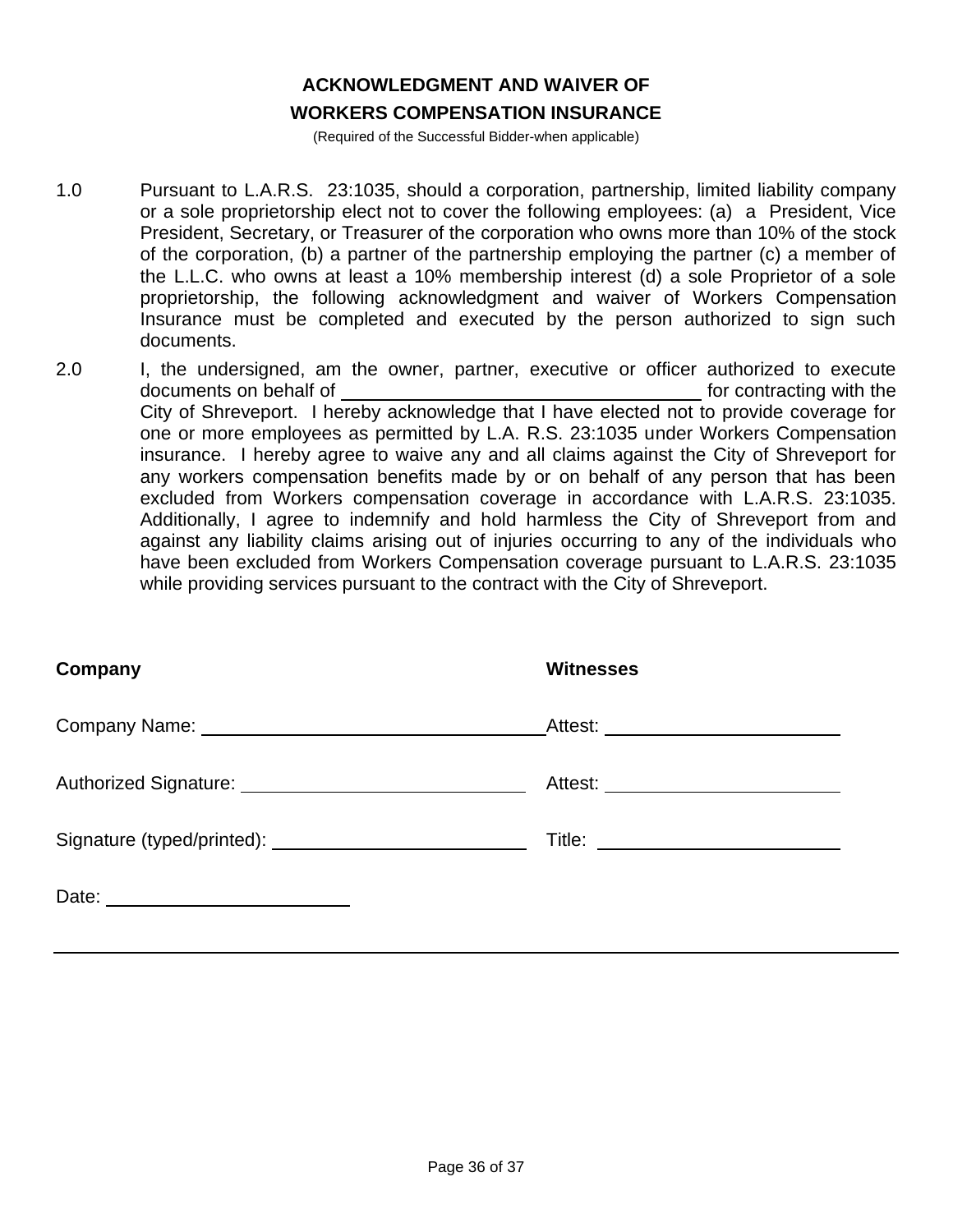# ACKNOWLEDGMENT AND WAIVER OF WORKERS COMPENSATION INSURANCE

(Required of the Successful Bidder-when applicable)

1.0 Pursuant to L.A.R.S. 23:1035, should a corporation, partnership, limited liability company or a sole proprietorship elect not to cover the following employees: (a) a President, Vice President, Secretary, or Treasurer of the corporation who owns more than 10% of the stock of the corporation, (b) a partner of the partnership employing the partner (c) a member of the L.L.C. who owns at least a 10% membership interest (d) a sole Proprietor of a sole proprietorship, the following acknowledgment and waiver of Workers Compensation Insurance must be completed and executed by the person authorized to sign such documents.

2.0 I, the undersigned, am the owner, partner, executive or officer authorized to execute documents on behalf of ______________________________ for contracting with the City of Shreveport. I hereby acknowledge that I have elected not to provide coverage for one or more employees as permitted by L.A. R.S. 23:1035 under Workers Compensation insurance. I hereby agree to waive any and all claims against the City of Shreveport for any workers compensation benefits made by or on behalf of any person that has been excluded from Workers compensation coverage in accordance with L.A.R.S. 23:1035. Additionally, I agree to indemnify and hold harmless the City of Shreveport from and against any liability claims arising out of injuries occurring to any of the individuals who have been excluded from Workers Compensation coverage pursuant to L.A.R.S. 23:1035 while providing services pursuant to the contract with the City of Shreveport.

| **Company** | **Witnesses** |
|---|---|
| Company Name: ______________________________ | Attest: ______________________ |
| Authorized Signature: __________________________ | Attest: ______________________ |
| Signature (typed/printed): ________________________ | Title: ______________________ |
| Date: ______________________ | |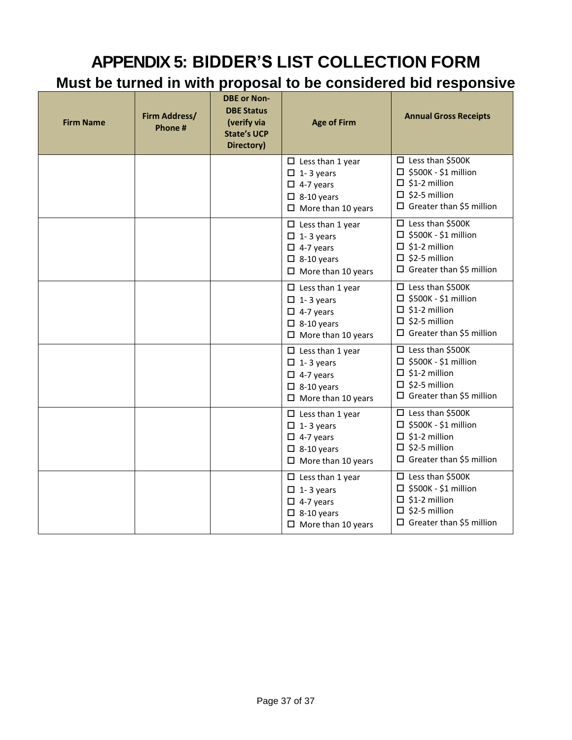# APPENDIX 5: BIDDER'S LIST COLLECTION FORM

## Must be turned in with proposal to be considered bid responsive

| Firm Name | Firm Address/ Phone # | DBE or Non-DBE Status (verify via State's UCP Directory) | Age of Firm | Annual Gross Receipts |
|---|---|---|---|---|
| | | | ☐ Less than 1 year<br>☐ 1- 3 years<br>☐ 4-7 years<br>☐ 8-10 years<br>☐ More than 10 years | ☐ Less than $500K<br>☐ $500K - $1 million<br>☐ $1-2 million<br>☐ $2-5 million<br>☐ Greater than $5 million |
| | | | ☐ Less than 1 year<br>☐ 1- 3 years<br>☐ 4-7 years<br>☐ 8-10 years<br>☐ More than 10 years | ☐ Less than $500K<br>☐ $500K - $1 million<br>☐ $1-2 million<br>☐ $2-5 million<br>☐ Greater than $5 million |
| | | | ☐ Less than 1 year<br>☐ 1- 3 years<br>☐ 4-7 years<br>☐ 8-10 years<br>☐ More than 10 years | ☐ Less than $500K<br>☐ $500K - $1 million<br>☐ $1-2 million<br>☐ $2-5 million<br>☐ Greater than $5 million |
| | | | ☐ Less than 1 year<br>☐ 1- 3 years<br>☐ 4-7 years<br>☐ 8-10 years<br>☐ More than 10 years | ☐ Less than $500K<br>☐ $500K - $1 million<br>☐ $1-2 million<br>☐ $2-5 million<br>☐ Greater than $5 million |
| | | | ☐ Less than 1 year<br>☐ 1- 3 years<br>☐ 4-7 years<br>☐ 8-10 years<br>☐ More than 10 years | ☐ Less than $500K<br>☐ $500K - $1 million<br>☐ $1-2 million<br>☐ $2-5 million<br>☐ Greater than $5 million |
| | | | ☐ Less than 1 year<br>☐ 1- 3 years<br>☐ 4-7 years<br>☐ 8-10 years<br>☐ More than 10 years | ☐ Less than $500K<br>☐ $500K - $1 million<br>☐ $1-2 million<br>☐ $2-5 million<br>☐ Greater than $5 million |